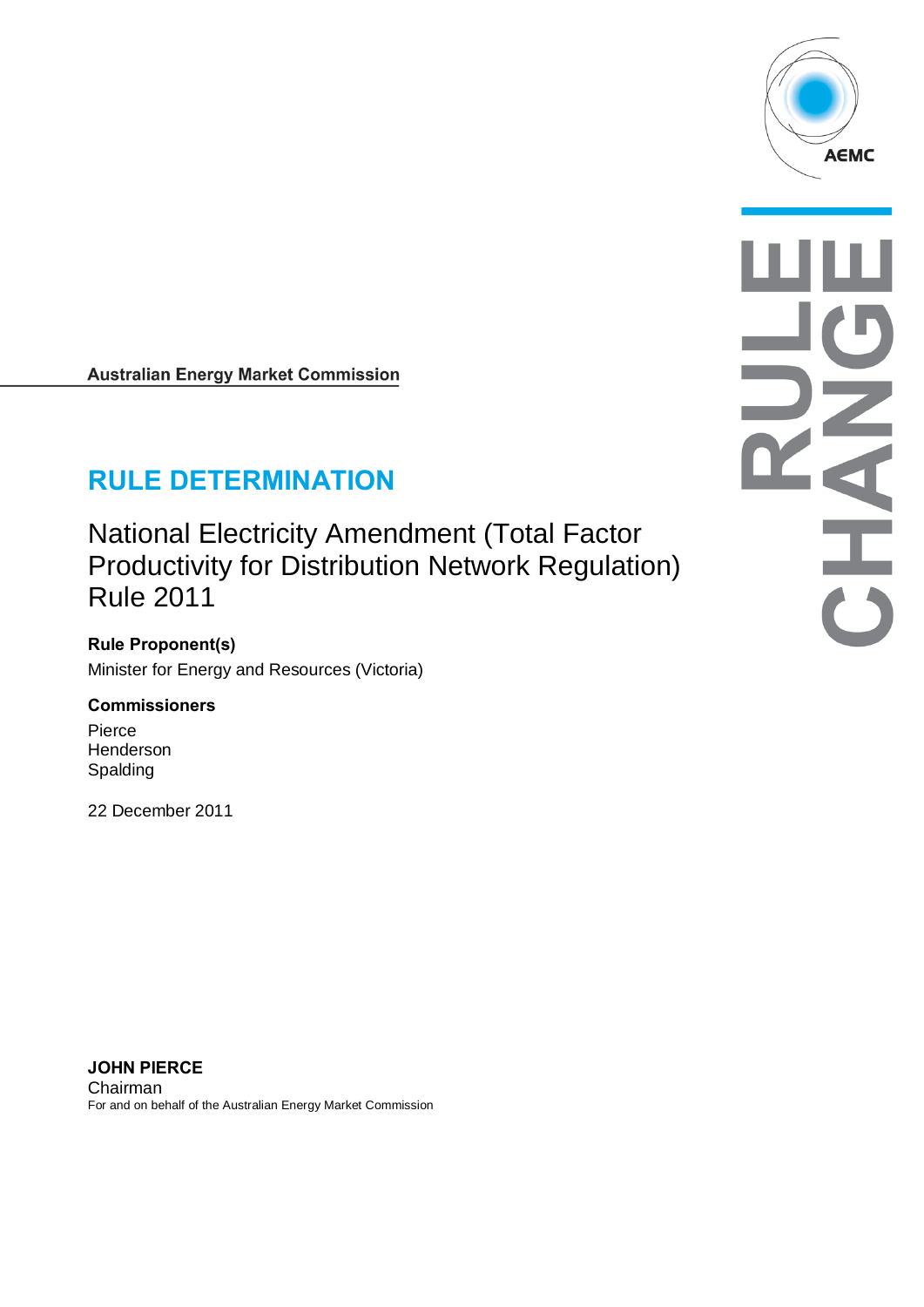Australian Energy Market Commission

# RULE DETERMINATION

## National Electricity Amendment (Total Factor Productivity for Distribution Network Regulation) Rule 2011

**Rule Proponent(s)**

Minister for Energy and Resources (Victoria)

**Commissioners**

Pierce
Henderson
Spalding

22 December 2011

**JOHN PIERCE**
Chairman
For and on behalf of the Australian Energy Market Commission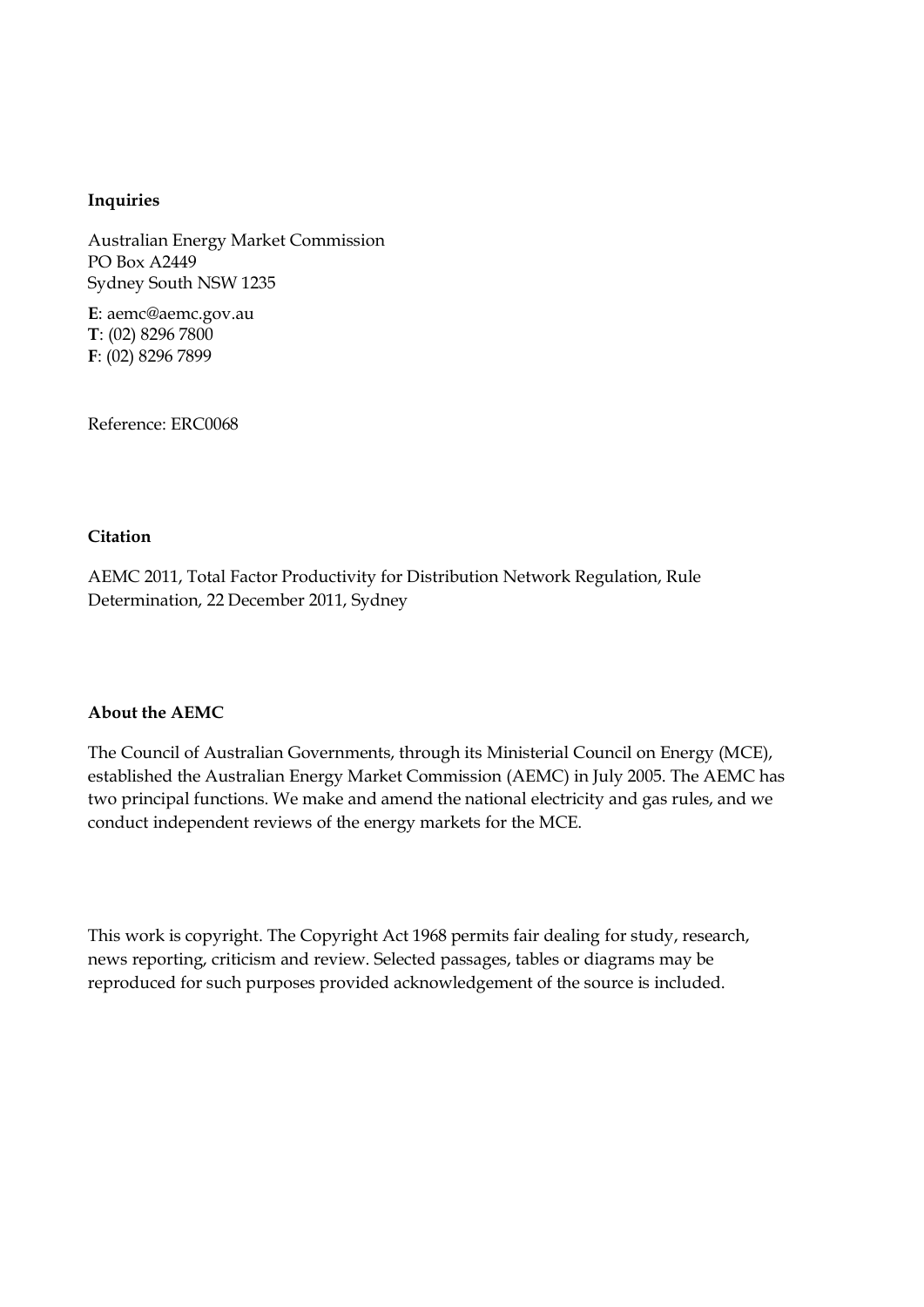**Inquiries**

Australian Energy Market Commission
PO Box A2449
Sydney South NSW 1235

**E**: aemc@aemc.gov.au
**T**: (02) 8296 7800
**F**: (02) 8296 7899

Reference: ERC0068

**Citation**

AEMC 2011, Total Factor Productivity for Distribution Network Regulation, Rule Determination, 22 December 2011, Sydney

**About the AEMC**

The Council of Australian Governments, through its Ministerial Council on Energy (MCE), established the Australian Energy Market Commission (AEMC) in July 2005. The AEMC has two principal functions. We make and amend the national electricity and gas rules, and we conduct independent reviews of the energy markets for the MCE.

This work is copyright. The Copyright Act 1968 permits fair dealing for study, research, news reporting, criticism and review. Selected passages, tables or diagrams may be reproduced for such purposes provided acknowledgement of the source is included.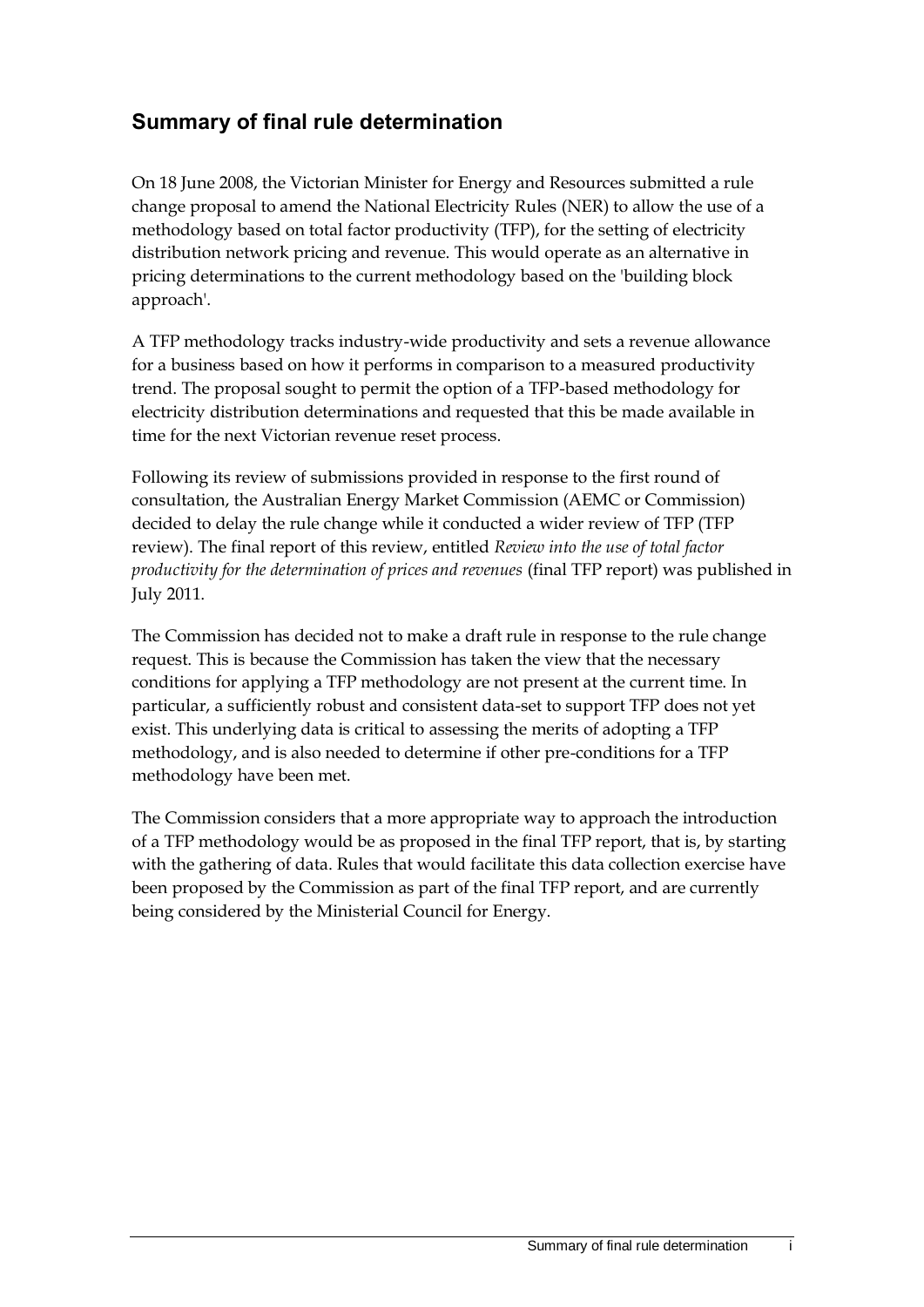## Summary of final rule determination

On 18 June 2008, the Victorian Minister for Energy and Resources submitted a rule change proposal to amend the National Electricity Rules (NER) to allow the use of a methodology based on total factor productivity (TFP), for the setting of electricity distribution network pricing and revenue. This would operate as an alternative in pricing determinations to the current methodology based on the 'building block approach'.

A TFP methodology tracks industry-wide productivity and sets a revenue allowance for a business based on how it performs in comparison to a measured productivity trend. The proposal sought to permit the option of a TFP-based methodology for electricity distribution determinations and requested that this be made available in time for the next Victorian revenue reset process.

Following its review of submissions provided in response to the first round of consultation, the Australian Energy Market Commission (AEMC or Commission) decided to delay the rule change while it conducted a wider review of TFP (TFP review). The final report of this review, entitled *Review into the use of total factor productivity for the determination of prices and revenues* (final TFP report) was published in July 2011.

The Commission has decided not to make a draft rule in response to the rule change request. This is because the Commission has taken the view that the necessary conditions for applying a TFP methodology are not present at the current time. In particular, a sufficiently robust and consistent data-set to support TFP does not yet exist. This underlying data is critical to assessing the merits of adopting a TFP methodology, and is also needed to determine if other pre-conditions for a TFP methodology have been met.

The Commission considers that a more appropriate way to approach the introduction of a TFP methodology would be as proposed in the final TFP report, that is, by starting with the gathering of data. Rules that would facilitate this data collection exercise have been proposed by the Commission as part of the final TFP report, and are currently being considered by the Ministerial Council for Energy.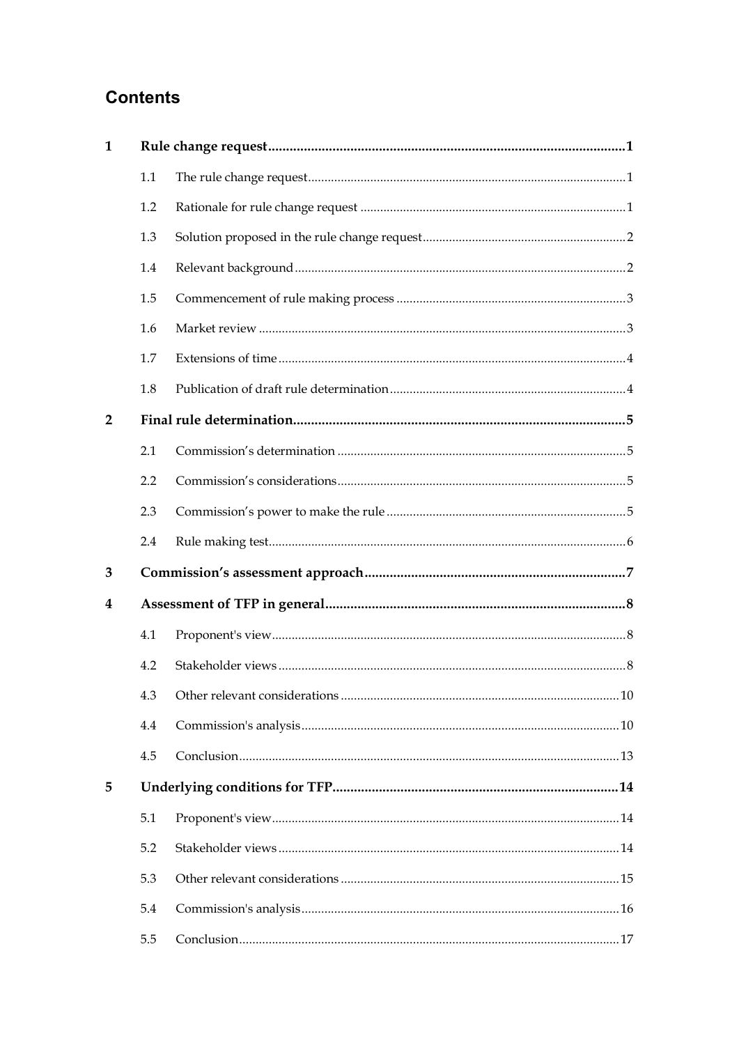## Contents

| | | | |
|---|---|---|---|
| **1** | **Rule change request** | | **1** |
| | 1.1 | The rule change request | 1 |
| | 1.2 | Rationale for rule change request | 1 |
| | 1.3 | Solution proposed in the rule change request | 2 |
| | 1.4 | Relevant background | 2 |
| | 1.5 | Commencement of rule making process | 3 |
| | 1.6 | Market review | 3 |
| | 1.7 | Extensions of time | 4 |
| | 1.8 | Publication of draft rule determination | 4 |
| **2** | **Final rule determination** | | **5** |
| | 2.1 | Commission's determination | 5 |
| | 2.2 | Commission's considerations | 5 |
| | 2.3 | Commission's power to make the rule | 5 |
| | 2.4 | Rule making test | 6 |
| **3** | **Commission's assessment approach** | | **7** |
| **4** | **Assessment of TFP in general** | | **8** |
| | 4.1 | Proponent's view | 8 |
| | 4.2 | Stakeholder views | 8 |
| | 4.3 | Other relevant considerations | 10 |
| | 4.4 | Commission's analysis | 10 |
| | 4.5 | Conclusion | 13 |
| **5** | **Underlying conditions for TFP** | | **14** |
| | 5.1 | Proponent's view | 14 |
| | 5.2 | Stakeholder views | 14 |
| | 5.3 | Other relevant considerations | 15 |
| | 5.4 | Commission's analysis | 16 |
| | 5.5 | Conclusion | 17 |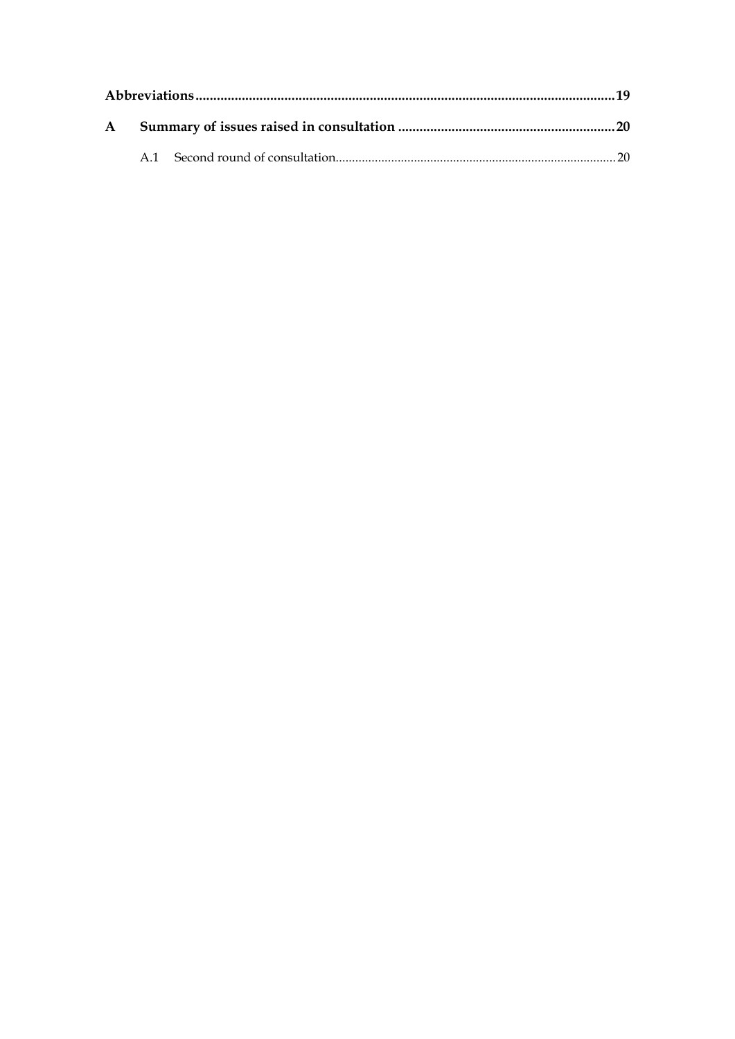**Abbreviations** ........................................................................................................................ **19**

**A Summary of issues raised in consultation** ............................................................. **20**

A.1 Second round of consultation ..................................................................................... 20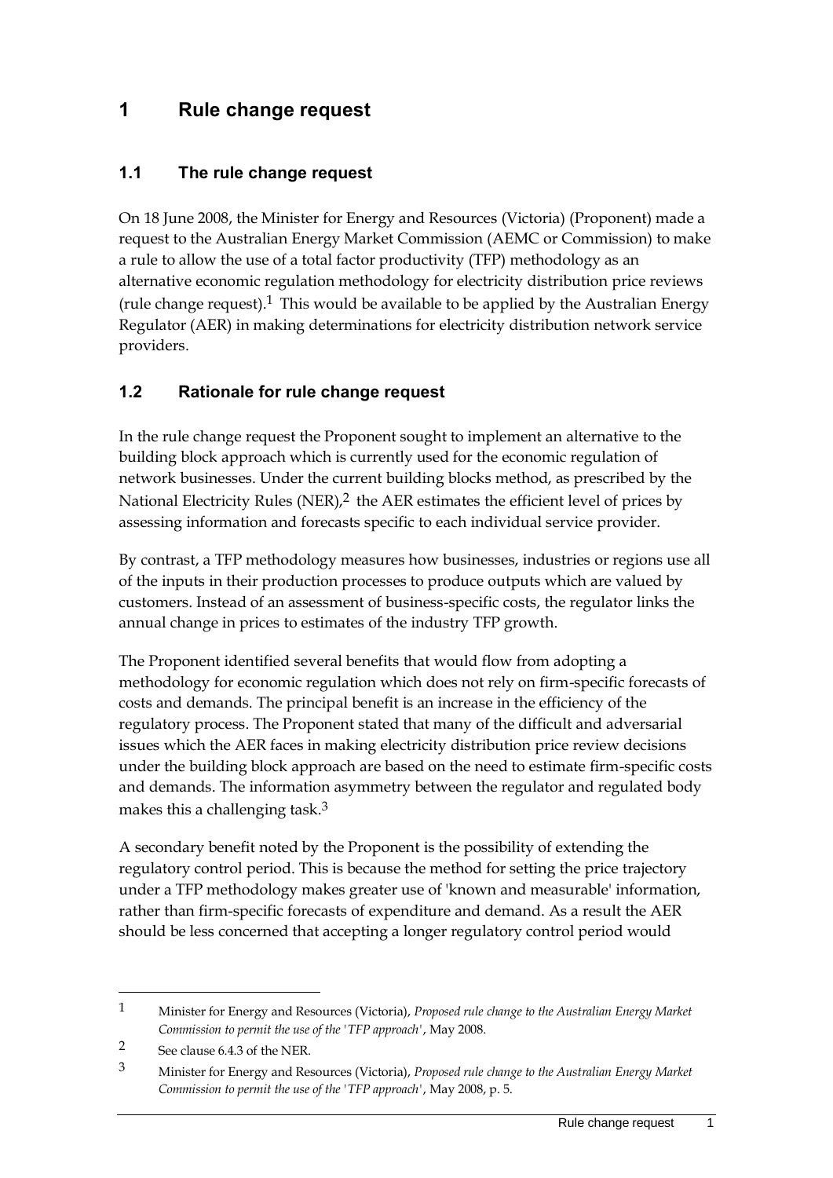# 1 Rule change request

## 1.1 The rule change request

On 18 June 2008, the Minister for Energy and Resources (Victoria) (Proponent) made a request to the Australian Energy Market Commission (AEMC or Commission) to make a rule to allow the use of a total factor productivity (TFP) methodology as an alternative economic regulation methodology for electricity distribution price reviews (rule change request).[1] This would be available to be applied by the Australian Energy Regulator (AER) in making determinations for electricity distribution network service providers.

## 1.2 Rationale for rule change request

In the rule change request the Proponent sought to implement an alternative to the building block approach which is currently used for the economic regulation of network businesses. Under the current building blocks method, as prescribed by the National Electricity Rules (NER),[2] the AER estimates the efficient level of prices by assessing information and forecasts specific to each individual service provider.

By contrast, a TFP methodology measures how businesses, industries or regions use all of the inputs in their production processes to produce outputs which are valued by customers. Instead of an assessment of business-specific costs, the regulator links the annual change in prices to estimates of the industry TFP growth.

The Proponent identified several benefits that would flow from adopting a methodology for economic regulation which does not rely on firm-specific forecasts of costs and demands. The principal benefit is an increase in the efficiency of the regulatory process. The Proponent stated that many of the difficult and adversarial issues which the AER faces in making electricity distribution price review decisions under the building block approach are based on the need to estimate firm-specific costs and demands. The information asymmetry between the regulator and regulated body makes this a challenging task.[3]

A secondary benefit noted by the Proponent is the possibility of extending the regulatory control period. This is because the method for setting the price trajectory under a TFP methodology makes greater use of 'known and measurable' information, rather than firm-specific forecasts of expenditure and demand. As a result the AER should be less concerned that accepting a longer regulatory control period would

---

1 Minister for Energy and Resources (Victoria), *Proposed rule change to the Australian Energy Market Commission to permit the use of the 'TFP approach'*, May 2008.

2 See clause 6.4.3 of the NER.

3 Minister for Energy and Resources (Victoria), *Proposed rule change to the Australian Energy Market Commission to permit the use of the 'TFP approach'*, May 2008, p. 5.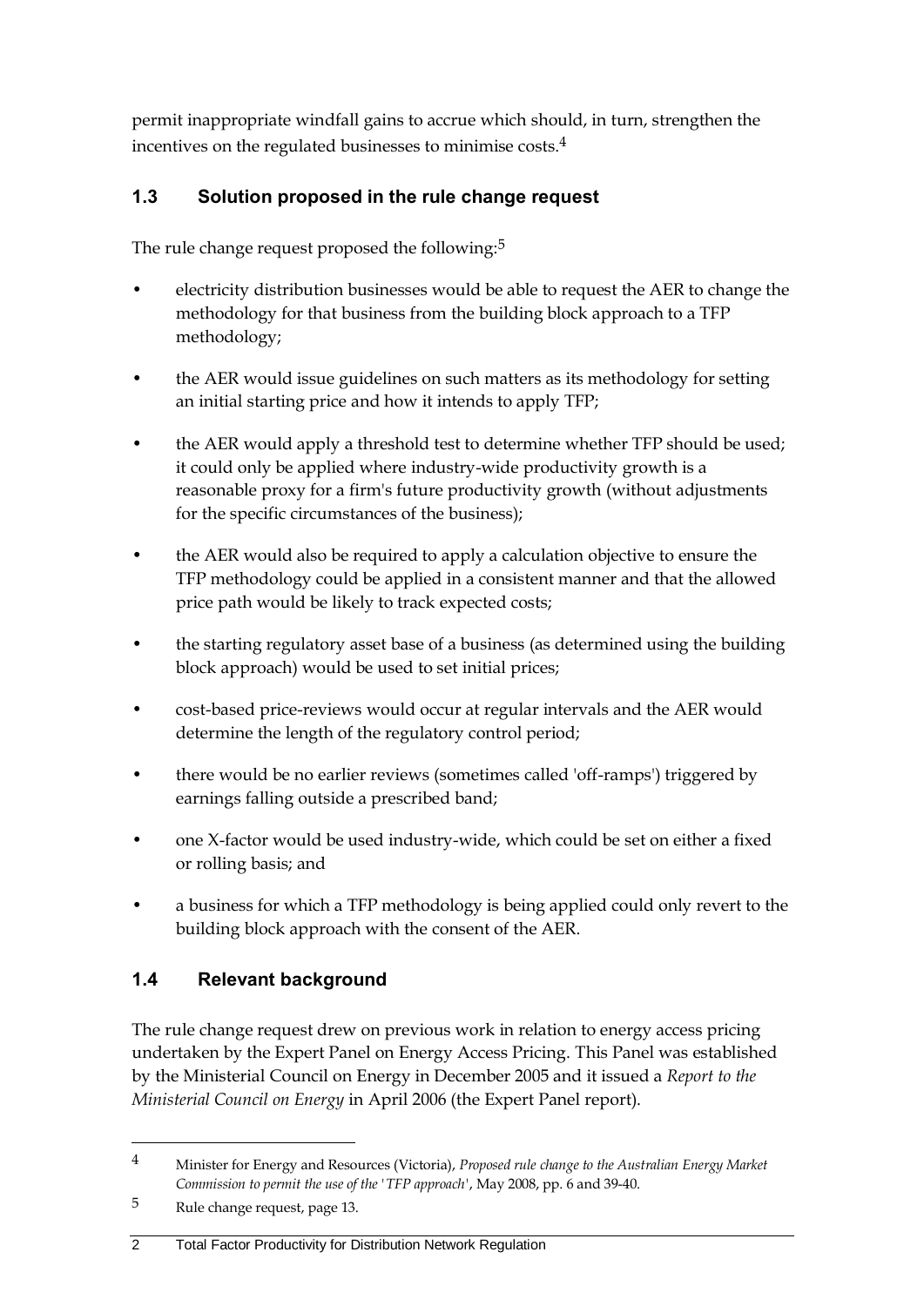permit inappropriate windfall gains to accrue which should, in turn, strengthen the incentives on the regulated businesses to minimise costs.[4]

## 1.3 Solution proposed in the rule change request

The rule change request proposed the following:[5]

- electricity distribution businesses would be able to request the AER to change the methodology for that business from the building block approach to a TFP methodology;
- the AER would issue guidelines on such matters as its methodology for setting an initial starting price and how it intends to apply TFP;
- the AER would apply a threshold test to determine whether TFP should be used; it could only be applied where industry-wide productivity growth is a reasonable proxy for a firm's future productivity growth (without adjustments for the specific circumstances of the business);
- the AER would also be required to apply a calculation objective to ensure the TFP methodology could be applied in a consistent manner and that the allowed price path would be likely to track expected costs;
- the starting regulatory asset base of a business (as determined using the building block approach) would be used to set initial prices;
- cost-based price-reviews would occur at regular intervals and the AER would determine the length of the regulatory control period;
- there would be no earlier reviews (sometimes called 'off-ramps') triggered by earnings falling outside a prescribed band;
- one X-factor would be used industry-wide, which could be set on either a fixed or rolling basis; and
- a business for which a TFP methodology is being applied could only revert to the building block approach with the consent of the AER.

## 1.4 Relevant background

The rule change request drew on previous work in relation to energy access pricing undertaken by the Expert Panel on Energy Access Pricing. This Panel was established by the Ministerial Council on Energy in December 2005 and it issued a *Report to the Ministerial Council on Energy* in April 2006 (the Expert Panel report).

---

4 Minister for Energy and Resources (Victoria), *Proposed rule change to the Australian Energy Market Commission to permit the use of the 'TFP approach'*, May 2008, pp. 6 and 39-40.

5 Rule change request, page 13.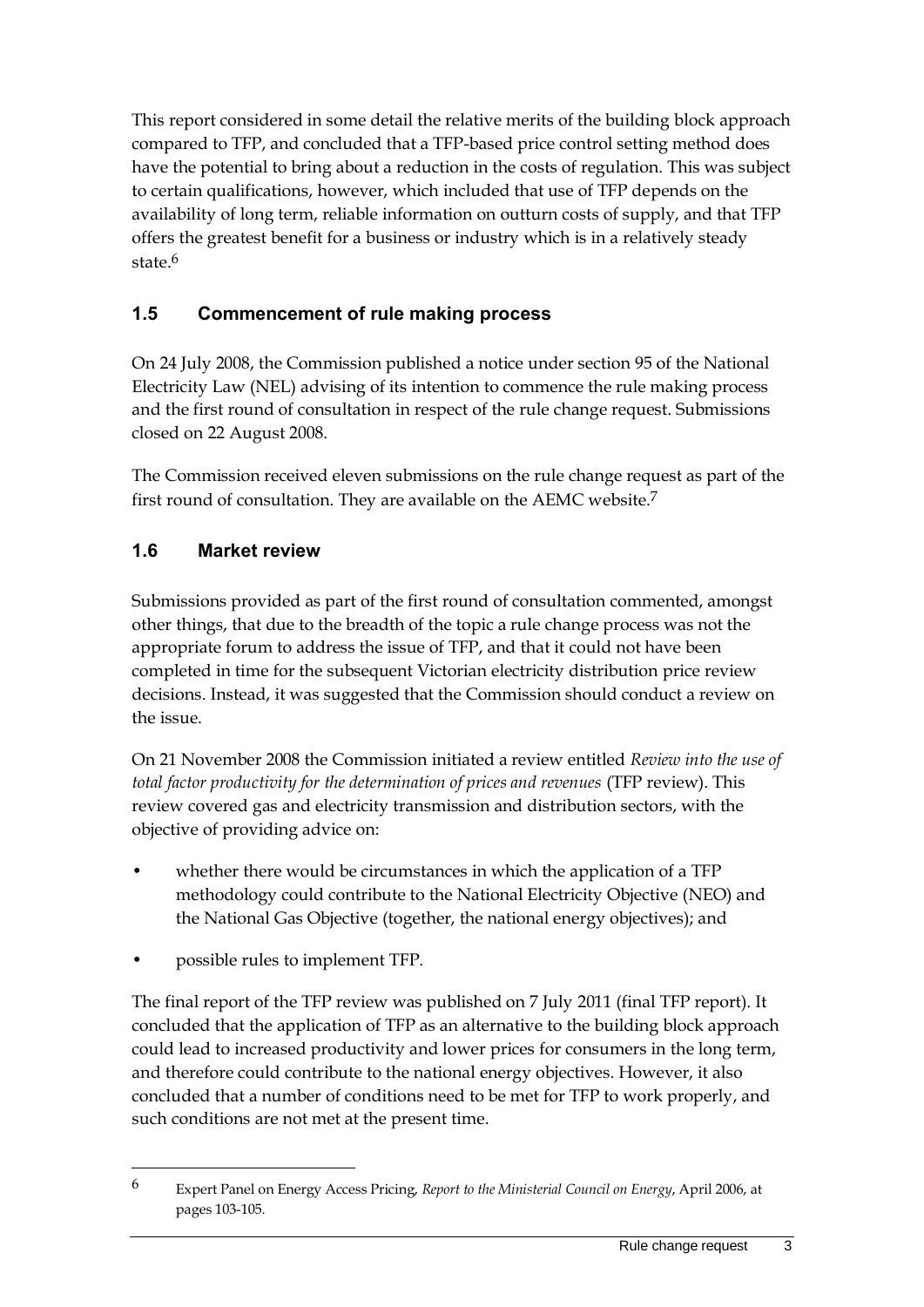This report considered in some detail the relative merits of the building block approach compared to TFP, and concluded that a TFP-based price control setting method does have the potential to bring about a reduction in the costs of regulation. This was subject to certain qualifications, however, which included that use of TFP depends on the availability of long term, reliable information on outturn costs of supply, and that TFP offers the greatest benefit for a business or industry which is in a relatively steady state.[6]

## 1.5 Commencement of rule making process

On 24 July 2008, the Commission published a notice under section 95 of the National Electricity Law (NEL) advising of its intention to commence the rule making process and the first round of consultation in respect of the rule change request. Submissions closed on 22 August 2008.

The Commission received eleven submissions on the rule change request as part of the first round of consultation. They are available on the AEMC website.[7]

## 1.6 Market review

Submissions provided as part of the first round of consultation commented, amongst other things, that due to the breadth of the topic a rule change process was not the appropriate forum to address the issue of TFP, and that it could not have been completed in time for the subsequent Victorian electricity distribution price review decisions. Instead, it was suggested that the Commission should conduct a review on the issue.

On 21 November 2008 the Commission initiated a review entitled *Review into the use of total factor productivity for the determination of prices and revenues* (TFP review). This review covered gas and electricity transmission and distribution sectors, with the objective of providing advice on:

- whether there would be circumstances in which the application of a TFP methodology could contribute to the National Electricity Objective (NEO) and the National Gas Objective (together, the national energy objectives); and
- possible rules to implement TFP.

The final report of the TFP review was published on 7 July 2011 (final TFP report). It concluded that the application of TFP as an alternative to the building block approach could lead to increased productivity and lower prices for consumers in the long term, and therefore could contribute to the national energy objectives. However, it also concluded that a number of conditions need to be met for TFP to work properly, and such conditions are not met at the present time.

---

[6] Expert Panel on Energy Access Pricing, *Report to the Ministerial Council on Energy*, April 2006, at pages 103-105.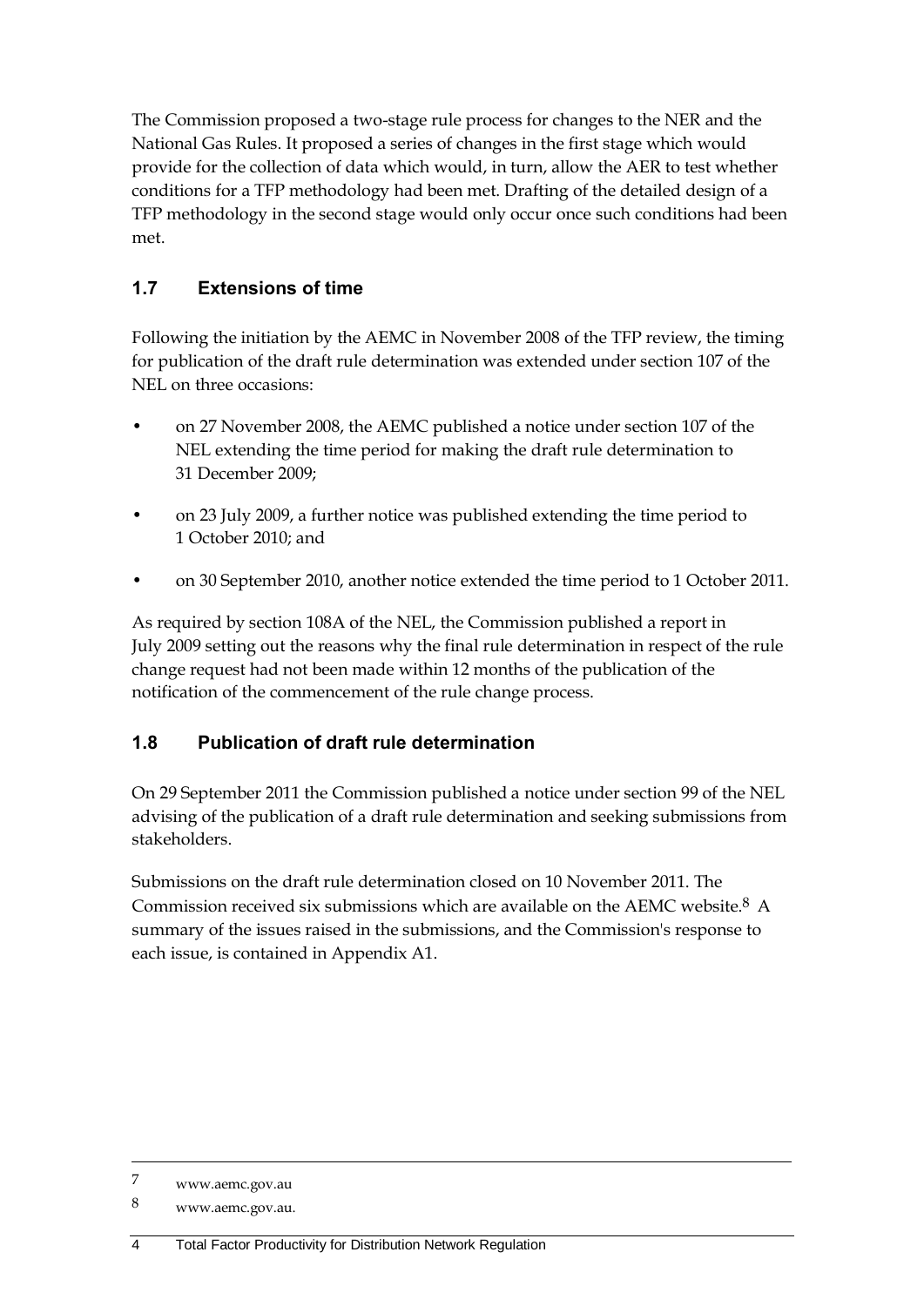The Commission proposed a two-stage rule process for changes to the NER and the National Gas Rules. It proposed a series of changes in the first stage which would provide for the collection of data which would, in turn, allow the AER to test whether conditions for a TFP methodology had been met. Drafting of the detailed design of a TFP methodology in the second stage would only occur once such conditions had been met.

## 1.7 Extensions of time

Following the initiation by the AEMC in November 2008 of the TFP review, the timing for publication of the draft rule determination was extended under section 107 of the NEL on three occasions:

- on 27 November 2008, the AEMC published a notice under section 107 of the NEL extending the time period for making the draft rule determination to 31 December 2009;
- on 23 July 2009, a further notice was published extending the time period to 1 October 2010; and
- on 30 September 2010, another notice extended the time period to 1 October 2011.

As required by section 108A of the NEL, the Commission published a report in July 2009 setting out the reasons why the final rule determination in respect of the rule change request had not been made within 12 months of the publication of the notification of the commencement of the rule change process.

## 1.8 Publication of draft rule determination

On 29 September 2011 the Commission published a notice under section 99 of the NEL advising of the publication of a draft rule determination and seeking submissions from stakeholders.

Submissions on the draft rule determination closed on 10 November 2011. The Commission received six submissions which are available on the AEMC website.[8] A summary of the issues raised in the submissions, and the Commission's response to each issue, is contained in Appendix A1.

---

7 www.aemc.gov.au

8 www.aemc.gov.au.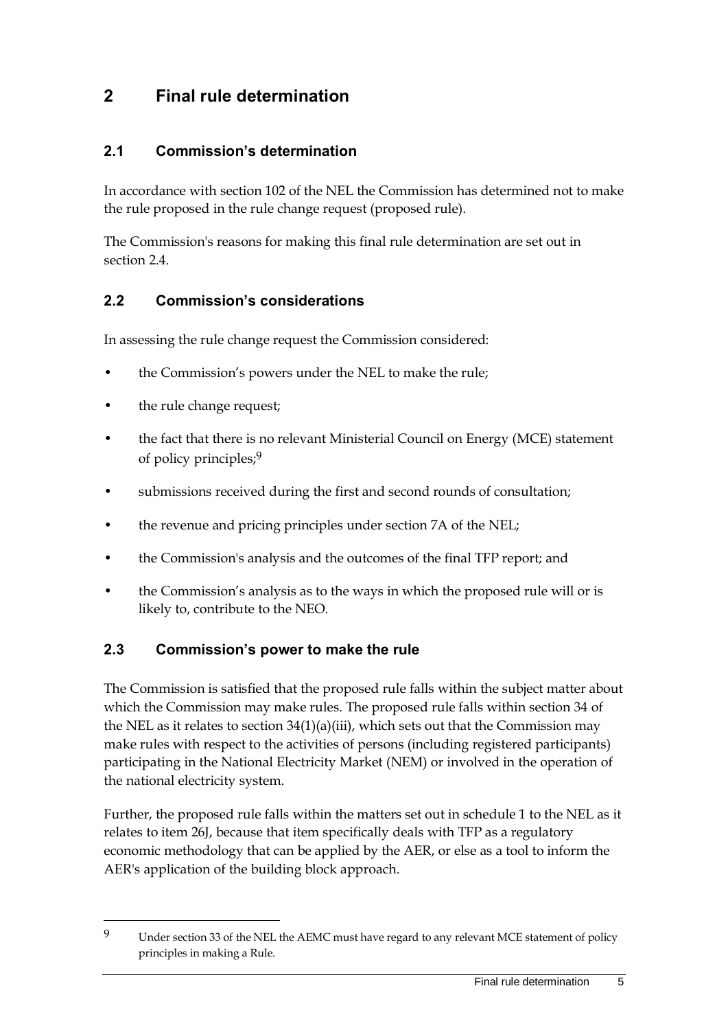# 2 Final rule determination

## 2.1 Commission's determination

In accordance with section 102 of the NEL the Commission has determined not to make the rule proposed in the rule change request (proposed rule).

The Commission's reasons for making this final rule determination are set out in section 2.4.

## 2.2 Commission's considerations

In assessing the rule change request the Commission considered:

- the Commission's powers under the NEL to make the rule;
- the rule change request;
- the fact that there is no relevant Ministerial Council on Energy (MCE) statement of policy principles;[9]
- submissions received during the first and second rounds of consultation;
- the revenue and pricing principles under section 7A of the NEL;
- the Commission's analysis and the outcomes of the final TFP report; and
- the Commission's analysis as to the ways in which the proposed rule will or is likely to, contribute to the NEO.

## 2.3 Commission's power to make the rule

The Commission is satisfied that the proposed rule falls within the subject matter about which the Commission may make rules. The proposed rule falls within section 34 of the NEL as it relates to section 34(1)(a)(iii), which sets out that the Commission may make rules with respect to the activities of persons (including registered participants) participating in the National Electricity Market (NEM) or involved in the operation of the national electricity system.

Further, the proposed rule falls within the matters set out in schedule 1 to the NEL as it relates to item 26J, because that item specifically deals with TFP as a regulatory economic methodology that can be applied by the AER, or else as a tool to inform the AER's application of the building block approach.

---

[9] Under section 33 of the NEL the AEMC must have regard to any relevant MCE statement of policy principles in making a Rule.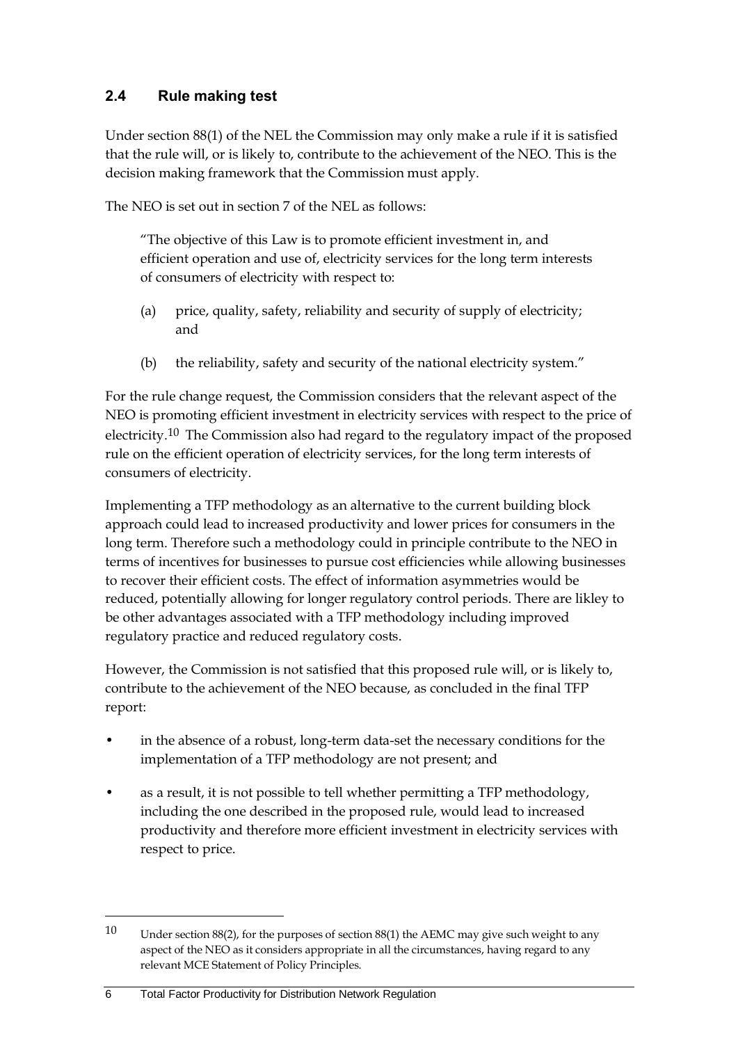## 2.4 Rule making test

Under section 88(1) of the NEL the Commission may only make a rule if it is satisfied that the rule will, or is likely to, contribute to the achievement of the NEO. This is the decision making framework that the Commission must apply.

The NEO is set out in section 7 of the NEL as follows:

> "The objective of this Law is to promote efficient investment in, and efficient operation and use of, electricity services for the long term interests of consumers of electricity with respect to:
>
> (a) price, quality, safety, reliability and security of supply of electricity; and
>
> (b) the reliability, safety and security of the national electricity system."

For the rule change request, the Commission considers that the relevant aspect of the NEO is promoting efficient investment in electricity services with respect to the price of electricity.[10] The Commission also had regard to the regulatory impact of the proposed rule on the efficient operation of electricity services, for the long term interests of consumers of electricity.

Implementing a TFP methodology as an alternative to the current building block approach could lead to increased productivity and lower prices for consumers in the long term. Therefore such a methodology could in principle contribute to the NEO in terms of incentives for businesses to pursue cost efficiencies while allowing businesses to recover their efficient costs. The effect of information asymmetries would be reduced, potentially allowing for longer regulatory control periods. There are likley to be other advantages associated with a TFP methodology including improved regulatory practice and reduced regulatory costs.

However, the Commission is not satisfied that this proposed rule will, or is likely to, contribute to the achievement of the NEO because, as concluded in the final TFP report:

- in the absence of a robust, long-term data-set the necessary conditions for the implementation of a TFP methodology are not present; and
- as a result, it is not possible to tell whether permitting a TFP methodology, including the one described in the proposed rule, would lead to increased productivity and therefore more efficient investment in electricity services with respect to price.

---

[10] Under section 88(2), for the purposes of section 88(1) the AEMC may give such weight to any aspect of the NEO as it considers appropriate in all the circumstances, having regard to any relevant MCE Statement of Policy Principles.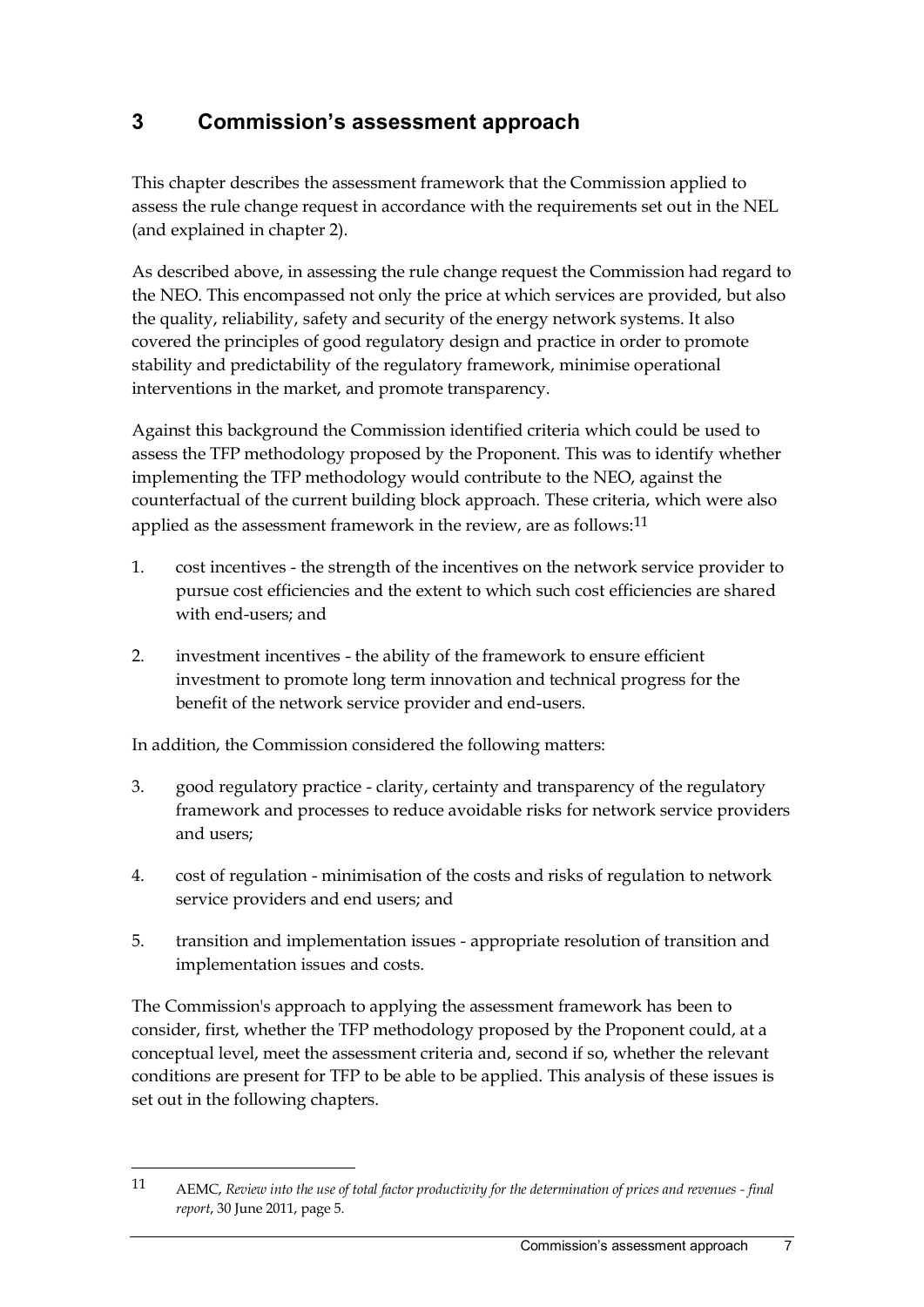# 3 Commission's assessment approach

This chapter describes the assessment framework that the Commission applied to assess the rule change request in accordance with the requirements set out in the NEL (and explained in chapter 2).

As described above, in assessing the rule change request the Commission had regard to the NEO. This encompassed not only the price at which services are provided, but also the quality, reliability, safety and security of the energy network systems. It also covered the principles of good regulatory design and practice in order to promote stability and predictability of the regulatory framework, minimise operational interventions in the market, and promote transparency.

Against this background the Commission identified criteria which could be used to assess the TFP methodology proposed by the Proponent. This was to identify whether implementing the TFP methodology would contribute to the NEO, against the counterfactual of the current building block approach. These criteria, which were also applied as the assessment framework in the review, are as follows:[11]

1. cost incentives - the strength of the incentives on the network service provider to pursue cost efficiencies and the extent to which such cost efficiencies are shared with end-users; and
2. investment incentives - the ability of the framework to ensure efficient investment to promote long term innovation and technical progress for the benefit of the network service provider and end-users.

In addition, the Commission considered the following matters:

3. good regulatory practice - clarity, certainty and transparency of the regulatory framework and processes to reduce avoidable risks for network service providers and users;
4. cost of regulation - minimisation of the costs and risks of regulation to network service providers and end users; and
5. transition and implementation issues - appropriate resolution of transition and implementation issues and costs.

The Commission's approach to applying the assessment framework has been to consider, first, whether the TFP methodology proposed by the Proponent could, at a conceptual level, meet the assessment criteria and, second if so, whether the relevant conditions are present for TFP to be able to be applied. This analysis of these issues is set out in the following chapters.

---

[11] AEMC, *Review into the use of total factor productivity for the determination of prices and revenues - final report*, 30 June 2011, page 5.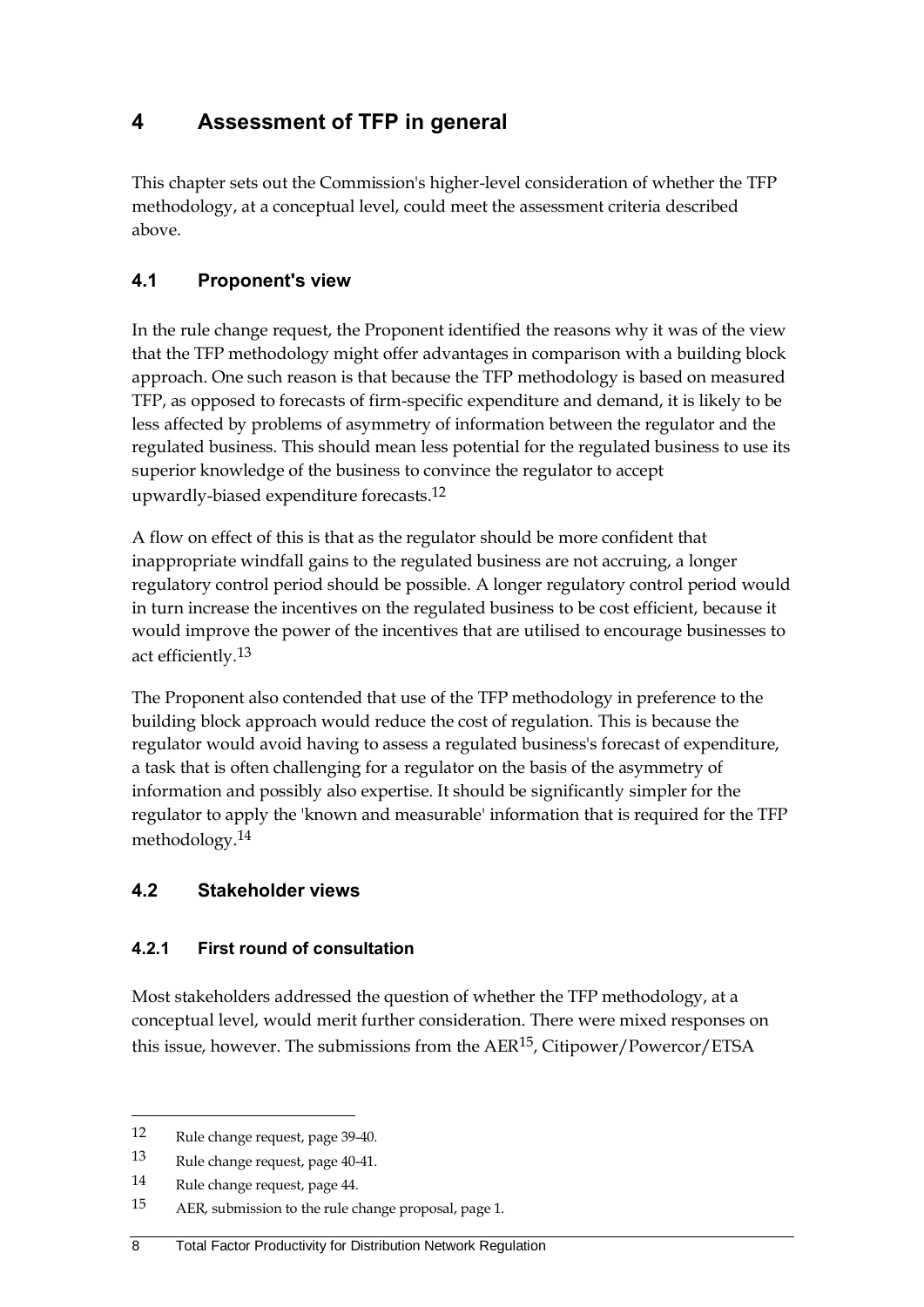# 4 Assessment of TFP in general

This chapter sets out the Commission's higher-level consideration of whether the TFP methodology, at a conceptual level, could meet the assessment criteria described above.

## 4.1 Proponent's view

In the rule change request, the Proponent identified the reasons why it was of the view that the TFP methodology might offer advantages in comparison with a building block approach. One such reason is that because the TFP methodology is based on measured TFP, as opposed to forecasts of firm-specific expenditure and demand, it is likely to be less affected by problems of asymmetry of information between the regulator and the regulated business. This should mean less potential for the regulated business to use its superior knowledge of the business to convince the regulator to accept upwardly-biased expenditure forecasts.[12]

A flow on effect of this is that as the regulator should be more confident that inappropriate windfall gains to the regulated business are not accruing, a longer regulatory control period should be possible. A longer regulatory control period would in turn increase the incentives on the regulated business to be cost efficient, because it would improve the power of the incentives that are utilised to encourage businesses to act efficiently.[13]

The Proponent also contended that use of the TFP methodology in preference to the building block approach would reduce the cost of regulation. This is because the regulator would avoid having to assess a regulated business's forecast of expenditure, a task that is often challenging for a regulator on the basis of the asymmetry of information and possibly also expertise. It should be significantly simpler for the regulator to apply the 'known and measurable' information that is required for the TFP methodology.[14]

## 4.2 Stakeholder views

### 4.2.1 First round of consultation

Most stakeholders addressed the question of whether the TFP methodology, at a conceptual level, would merit further consideration. There were mixed responses on this issue, however. The submissions from the AER[15], Citipower/Powercor/ETSA

---

[12] Rule change request, page 39-40.

[13] Rule change request, page 40-41.

[14] Rule change request, page 44.

[15] AER, submission to the rule change proposal, page 1.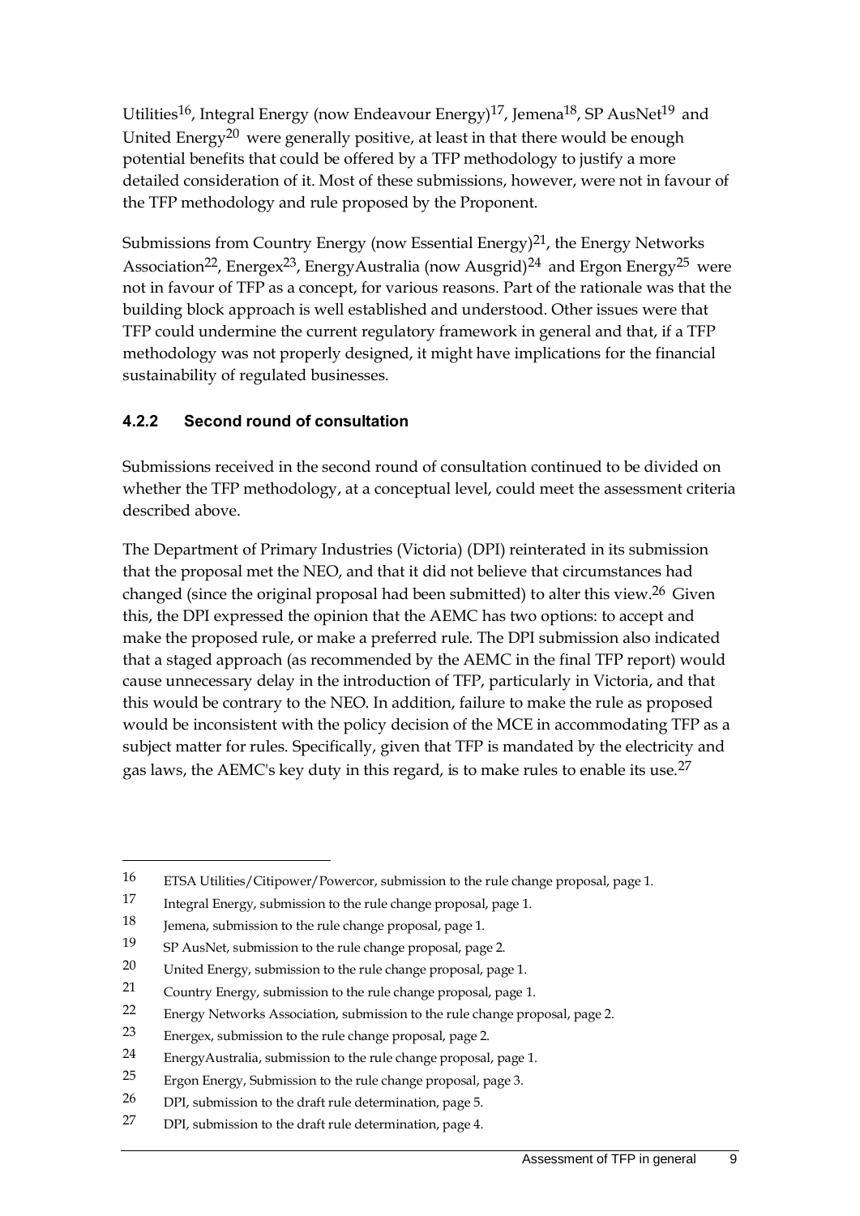Utilities[16], Integral Energy (now Endeavour Energy)[17], Jemena[18], SP AusNet[19] and United Energy[20] were generally positive, at least in that there would be enough potential benefits that could be offered by a TFP methodology to justify a more detailed consideration of it. Most of these submissions, however, were not in favour of the TFP methodology and rule proposed by the Proponent.

Submissions from Country Energy (now Essential Energy)[21], the Energy Networks Association[22], Energex[23], EnergyAustralia (now Ausgrid)[24] and Ergon Energy[25] were not in favour of TFP as a concept, for various reasons. Part of the rationale was that the building block approach is well established and understood. Other issues were that TFP could undermine the current regulatory framework in general and that, if a TFP methodology was not properly designed, it might have implications for the financial sustainability of regulated businesses.

### 4.2.2 Second round of consultation

Submissions received in the second round of consultation continued to be divided on whether the TFP methodology, at a conceptual level, could meet the assessment criteria described above.

The Department of Primary Industries (Victoria) (DPI) reinterated in its submission that the proposal met the NEO, and that it did not believe that circumstances had changed (since the original proposal had been submitted) to alter this view.[26] Given this, the DPI expressed the opinion that the AEMC has two options: to accept and make the proposed rule, or make a preferred rule. The DPI submission also indicated that a staged approach (as recommended by the AEMC in the final TFP report) would cause unnecessary delay in the introduction of TFP, particularly in Victoria, and that this would be contrary to the NEO. In addition, failure to make the rule as proposed would be inconsistent with the policy decision of the MCE in accommodating TFP as a subject matter for rules. Specifically, given that TFP is mandated by the electricity and gas laws, the AEMC's key duty in this regard, is to make rules to enable its use.[27]

---

16 ETSA Utilities/Citipower/Powercor, submission to the rule change proposal, page 1.

17 Integral Energy, submission to the rule change proposal, page 1.

18 Jemena, submission to the rule change proposal, page 1.

19 SP AusNet, submission to the rule change proposal, page 2.

20 United Energy, submission to the rule change proposal, page 1.

21 Country Energy, submission to the rule change proposal, page 1.

22 Energy Networks Association, submission to the rule change proposal, page 2.

23 Energex, submission to the rule change proposal, page 2.

24 EnergyAustralia, submission to the rule change proposal, page 1.

25 Ergon Energy, Submission to the rule change proposal, page 3.

26 DPI, submission to the draft rule determination, page 5.

27 DPI, submission to the draft rule determination, page 4.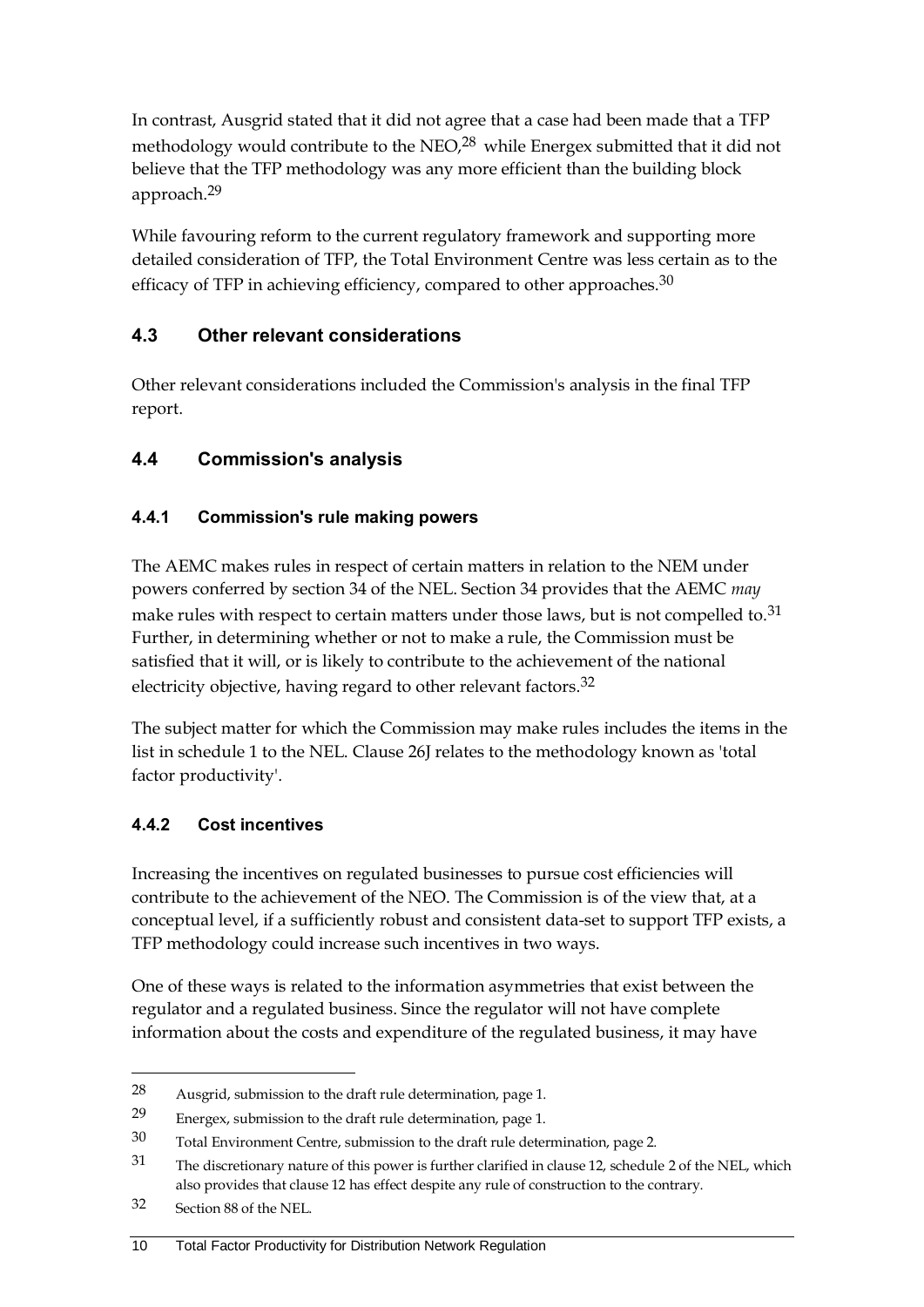In contrast, Ausgrid stated that it did not agree that a case had been made that a TFP methodology would contribute to the NEO,[28] while Energex submitted that it did not believe that the TFP methodology was any more efficient than the building block approach.[29]

While favouring reform to the current regulatory framework and supporting more detailed consideration of TFP, the Total Environment Centre was less certain as to the efficacy of TFP in achieving efficiency, compared to other approaches.[30]

## 4.3 Other relevant considerations

Other relevant considerations included the Commission's analysis in the final TFP report.

## 4.4 Commission's analysis

### 4.4.1 Commission's rule making powers

The AEMC makes rules in respect of certain matters in relation to the NEM under powers conferred by section 34 of the NEL. Section 34 provides that the AEMC *may* make rules with respect to certain matters under those laws, but is not compelled to.[31] Further, in determining whether or not to make a rule, the Commission must be satisfied that it will, or is likely to contribute to the achievement of the national electricity objective, having regard to other relevant factors.[32]

The subject matter for which the Commission may make rules includes the items in the list in schedule 1 to the NEL. Clause 26J relates to the methodology known as 'total factor productivity'.

### 4.4.2 Cost incentives

Increasing the incentives on regulated businesses to pursue cost efficiencies will contribute to the achievement of the NEO. The Commission is of the view that, at a conceptual level, if a sufficiently robust and consistent data-set to support TFP exists, a TFP methodology could increase such incentives in two ways.

One of these ways is related to the information asymmetries that exist between the regulator and a regulated business. Since the regulator will not have complete information about the costs and expenditure of the regulated business, it may have

---

28 Ausgrid, submission to the draft rule determination, page 1.

29 Energex, submission to the draft rule determination, page 1.

30 Total Environment Centre, submission to the draft rule determination, page 2.

31 The discretionary nature of this power is further clarified in clause 12, schedule 2 of the NEL, which also provides that clause 12 has effect despite any rule of construction to the contrary.

32 Section 88 of the NEL.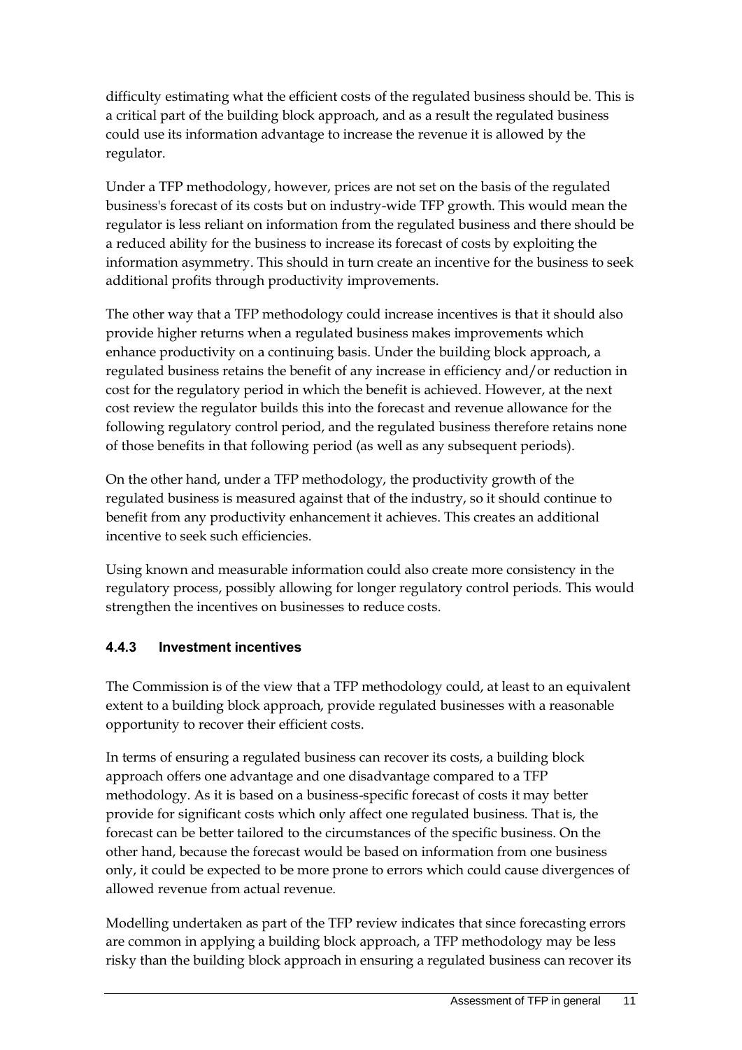difficulty estimating what the efficient costs of the regulated business should be. This is a critical part of the building block approach, and as a result the regulated business could use its information advantage to increase the revenue it is allowed by the regulator.

Under a TFP methodology, however, prices are not set on the basis of the regulated business's forecast of its costs but on industry-wide TFP growth. This would mean the regulator is less reliant on information from the regulated business and there should be a reduced ability for the business to increase its forecast of costs by exploiting the information asymmetry. This should in turn create an incentive for the business to seek additional profits through productivity improvements.

The other way that a TFP methodology could increase incentives is that it should also provide higher returns when a regulated business makes improvements which enhance productivity on a continuing basis. Under the building block approach, a regulated business retains the benefit of any increase in efficiency and/or reduction in cost for the regulatory period in which the benefit is achieved. However, at the next cost review the regulator builds this into the forecast and revenue allowance for the following regulatory control period, and the regulated business therefore retains none of those benefits in that following period (as well as any subsequent periods).

On the other hand, under a TFP methodology, the productivity growth of the regulated business is measured against that of the industry, so it should continue to benefit from any productivity enhancement it achieves. This creates an additional incentive to seek such efficiencies.

Using known and measurable information could also create more consistency in the regulatory process, possibly allowing for longer regulatory control periods. This would strengthen the incentives on businesses to reduce costs.

### 4.4.3 Investment incentives

The Commission is of the view that a TFP methodology could, at least to an equivalent extent to a building block approach, provide regulated businesses with a reasonable opportunity to recover their efficient costs.

In terms of ensuring a regulated business can recover its costs, a building block approach offers one advantage and one disadvantage compared to a TFP methodology. As it is based on a business-specific forecast of costs it may better provide for significant costs which only affect one regulated business. That is, the forecast can be better tailored to the circumstances of the specific business. On the other hand, because the forecast would be based on information from one business only, it could be expected to be more prone to errors which could cause divergences of allowed revenue from actual revenue.

Modelling undertaken as part of the TFP review indicates that since forecasting errors are common in applying a building block approach, a TFP methodology may be less risky than the building block approach in ensuring a regulated business can recover its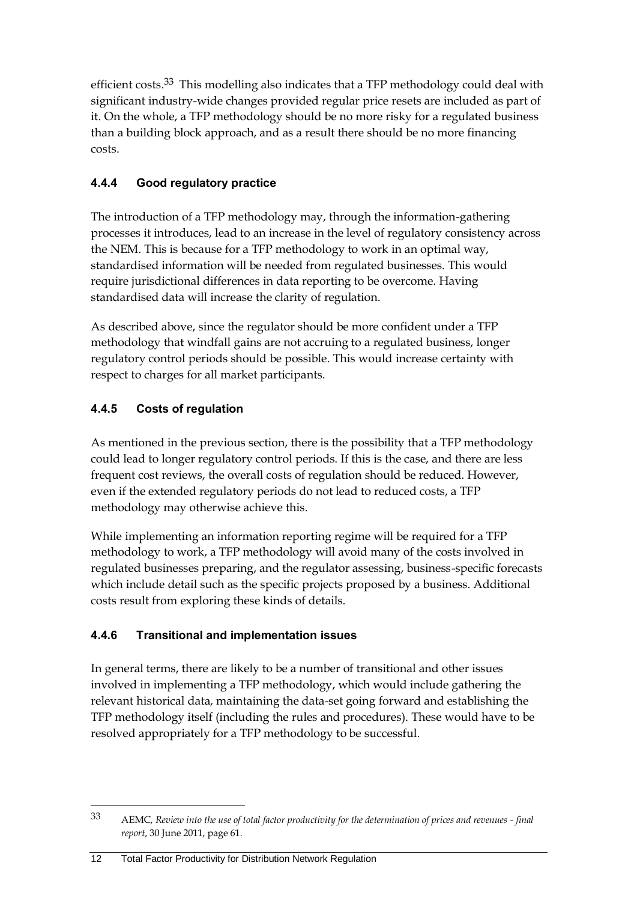efficient costs.[33] This modelling also indicates that a TFP methodology could deal with significant industry-wide changes provided regular price resets are included as part of it. On the whole, a TFP methodology should be no more risky for a regulated business than a building block approach, and as a result there should be no more financing costs.

### 4.4.4 Good regulatory practice

The introduction of a TFP methodology may, through the information-gathering processes it introduces, lead to an increase in the level of regulatory consistency across the NEM. This is because for a TFP methodology to work in an optimal way, standardised information will be needed from regulated businesses. This would require jurisdictional differences in data reporting to be overcome. Having standardised data will increase the clarity of regulation.

As described above, since the regulator should be more confident under a TFP methodology that windfall gains are not accruing to a regulated business, longer regulatory control periods should be possible. This would increase certainty with respect to charges for all market participants.

### 4.4.5 Costs of regulation

As mentioned in the previous section, there is the possibility that a TFP methodology could lead to longer regulatory control periods. If this is the case, and there are less frequent cost reviews, the overall costs of regulation should be reduced. However, even if the extended regulatory periods do not lead to reduced costs, a TFP methodology may otherwise achieve this.

While implementing an information reporting regime will be required for a TFP methodology to work, a TFP methodology will avoid many of the costs involved in regulated businesses preparing, and the regulator assessing, business-specific forecasts which include detail such as the specific projects proposed by a business. Additional costs result from exploring these kinds of details.

### 4.4.6 Transitional and implementation issues

In general terms, there are likely to be a number of transitional and other issues involved in implementing a TFP methodology, which would include gathering the relevant historical data, maintaining the data-set going forward and establishing the TFP methodology itself (including the rules and procedures). These would have to be resolved appropriately for a TFP methodology to be successful.

---

[33] AEMC, *Review into the use of total factor productivity for the determination of prices and revenues - final report*, 30 June 2011, page 61.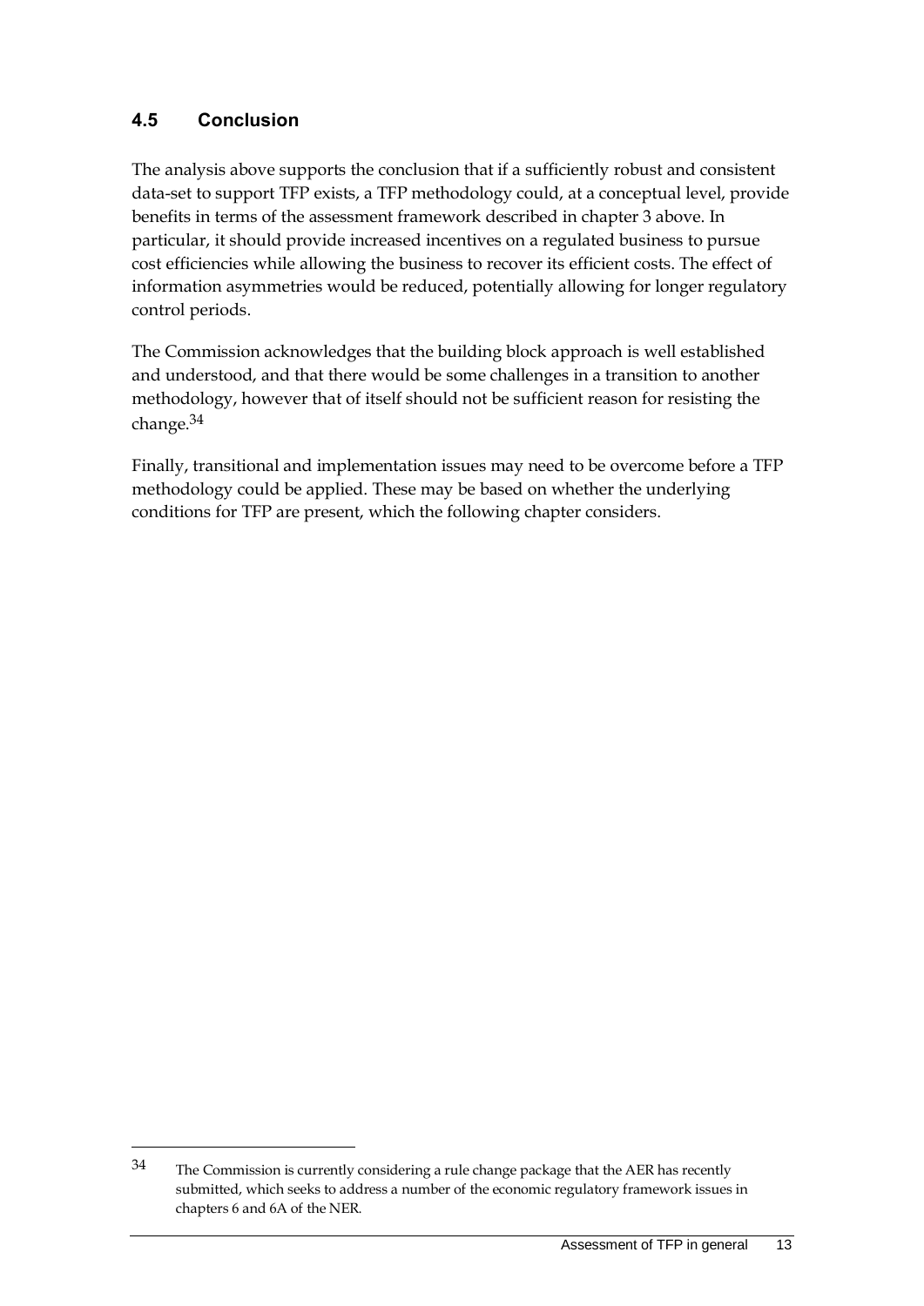## 4.5 Conclusion

The analysis above supports the conclusion that if a sufficiently robust and consistent data-set to support TFP exists, a TFP methodology could, at a conceptual level, provide benefits in terms of the assessment framework described in chapter 3 above. In particular, it should provide increased incentives on a regulated business to pursue cost efficiencies while allowing the business to recover its efficient costs. The effect of information asymmetries would be reduced, potentially allowing for longer regulatory control periods.

The Commission acknowledges that the building block approach is well established and understood, and that there would be some challenges in a transition to another methodology, however that of itself should not be sufficient reason for resisting the change.[34]

Finally, transitional and implementation issues may need to be overcome before a TFP methodology could be applied. These may be based on whether the underlying conditions for TFP are present, which the following chapter considers.

---

[34] The Commission is currently considering a rule change package that the AER has recently submitted, which seeks to address a number of the economic regulatory framework issues in chapters 6 and 6A of the NER.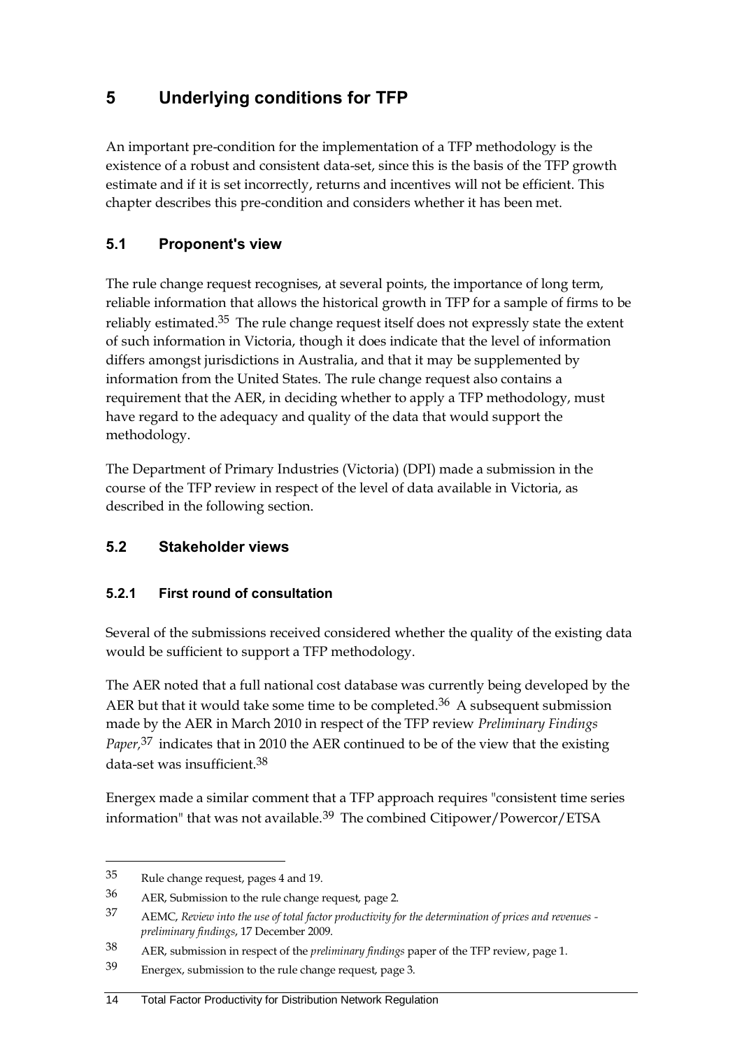# 5 Underlying conditions for TFP

An important pre-condition for the implementation of a TFP methodology is the existence of a robust and consistent data-set, since this is the basis of the TFP growth estimate and if it is set incorrectly, returns and incentives will not be efficient. This chapter describes this pre-condition and considers whether it has been met.

## 5.1 Proponent's view

The rule change request recognises, at several points, the importance of long term, reliable information that allows the historical growth in TFP for a sample of firms to be reliably estimated.[35] The rule change request itself does not expressly state the extent of such information in Victoria, though it does indicate that the level of information differs amongst jurisdictions in Australia, and that it may be supplemented by information from the United States. The rule change request also contains a requirement that the AER, in deciding whether to apply a TFP methodology, must have regard to the adequacy and quality of the data that would support the methodology.

The Department of Primary Industries (Victoria) (DPI) made a submission in the course of the TFP review in respect of the level of data available in Victoria, as described in the following section.

## 5.2 Stakeholder views

### 5.2.1 First round of consultation

Several of the submissions received considered whether the quality of the existing data would be sufficient to support a TFP methodology.

The AER noted that a full national cost database was currently being developed by the AER but that it would take some time to be completed.[36] A subsequent submission made by the AER in March 2010 in respect of the TFP review *Preliminary Findings Paper*,[37] indicates that in 2010 the AER continued to be of the view that the existing data-set was insufficient.[38]

Energex made a similar comment that a TFP approach requires "consistent time series information" that was not available.[39] The combined Citipower/Powercor/ETSA

---

35 Rule change request, pages 4 and 19.

36 AER, Submission to the rule change request, page 2.

37 AEMC, *Review into the use of total factor productivity for the determination of prices and revenues - preliminary findings*, 17 December 2009.

38 AER, submission in respect of the *preliminary findings* paper of the TFP review, page 1.

39 Energex, submission to the rule change request, page 3.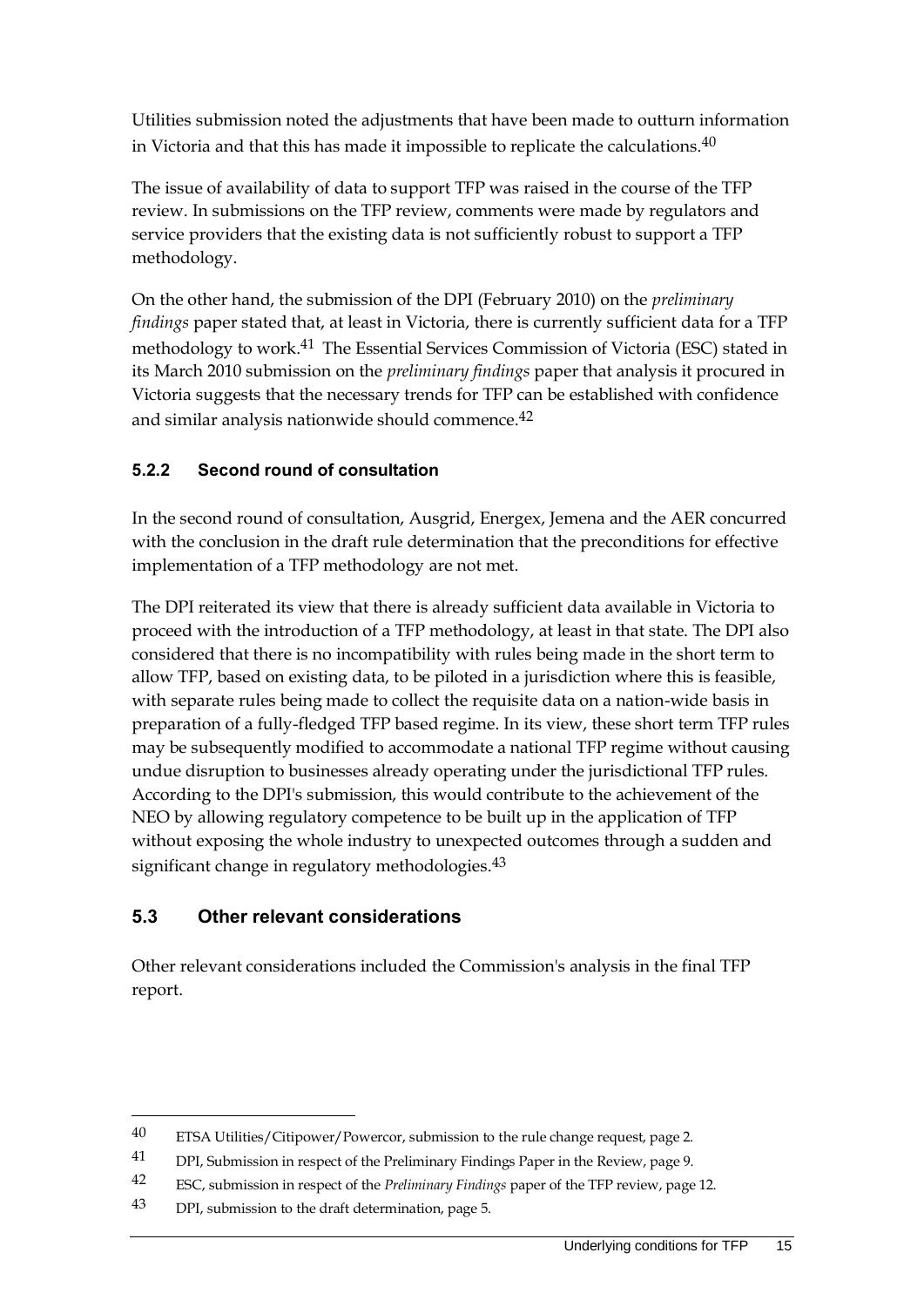Utilities submission noted the adjustments that have been made to outturn information in Victoria and that this has made it impossible to replicate the calculations.[40]

The issue of availability of data to support TFP was raised in the course of the TFP review. In submissions on the TFP review, comments were made by regulators and service providers that the existing data is not sufficiently robust to support a TFP methodology.

On the other hand, the submission of the DPI (February 2010) on the *preliminary findings* paper stated that, at least in Victoria, there is currently sufficient data for a TFP methodology to work.[41] The Essential Services Commission of Victoria (ESC) stated in its March 2010 submission on the *preliminary findings* paper that analysis it procured in Victoria suggests that the necessary trends for TFP can be established with confidence and similar analysis nationwide should commence.[42]

### 5.2.2 Second round of consultation

In the second round of consultation, Ausgrid, Energex, Jemena and the AER concurred with the conclusion in the draft rule determination that the preconditions for effective implementation of a TFP methodology are not met.

The DPI reiterated its view that there is already sufficient data available in Victoria to proceed with the introduction of a TFP methodology, at least in that state. The DPI also considered that there is no incompatibility with rules being made in the short term to allow TFP, based on existing data, to be piloted in a jurisdiction where this is feasible, with separate rules being made to collect the requisite data on a nation-wide basis in preparation of a fully-fledged TFP based regime. In its view, these short term TFP rules may be subsequently modified to accommodate a national TFP regime without causing undue disruption to businesses already operating under the jurisdictional TFP rules. According to the DPI's submission, this would contribute to the achievement of the NEO by allowing regulatory competence to be built up in the application of TFP without exposing the whole industry to unexpected outcomes through a sudden and significant change in regulatory methodologies.[43]

## 5.3 Other relevant considerations

Other relevant considerations included the Commission's analysis in the final TFP report.

---

40 ETSA Utilities/Citipower/Powercor, submission to the rule change request, page 2.

41 DPI, Submission in respect of the Preliminary Findings Paper in the Review, page 9.

42 ESC, submission in respect of the *Preliminary Findings* paper of the TFP review, page 12.

43 DPI, submission to the draft determination, page 5.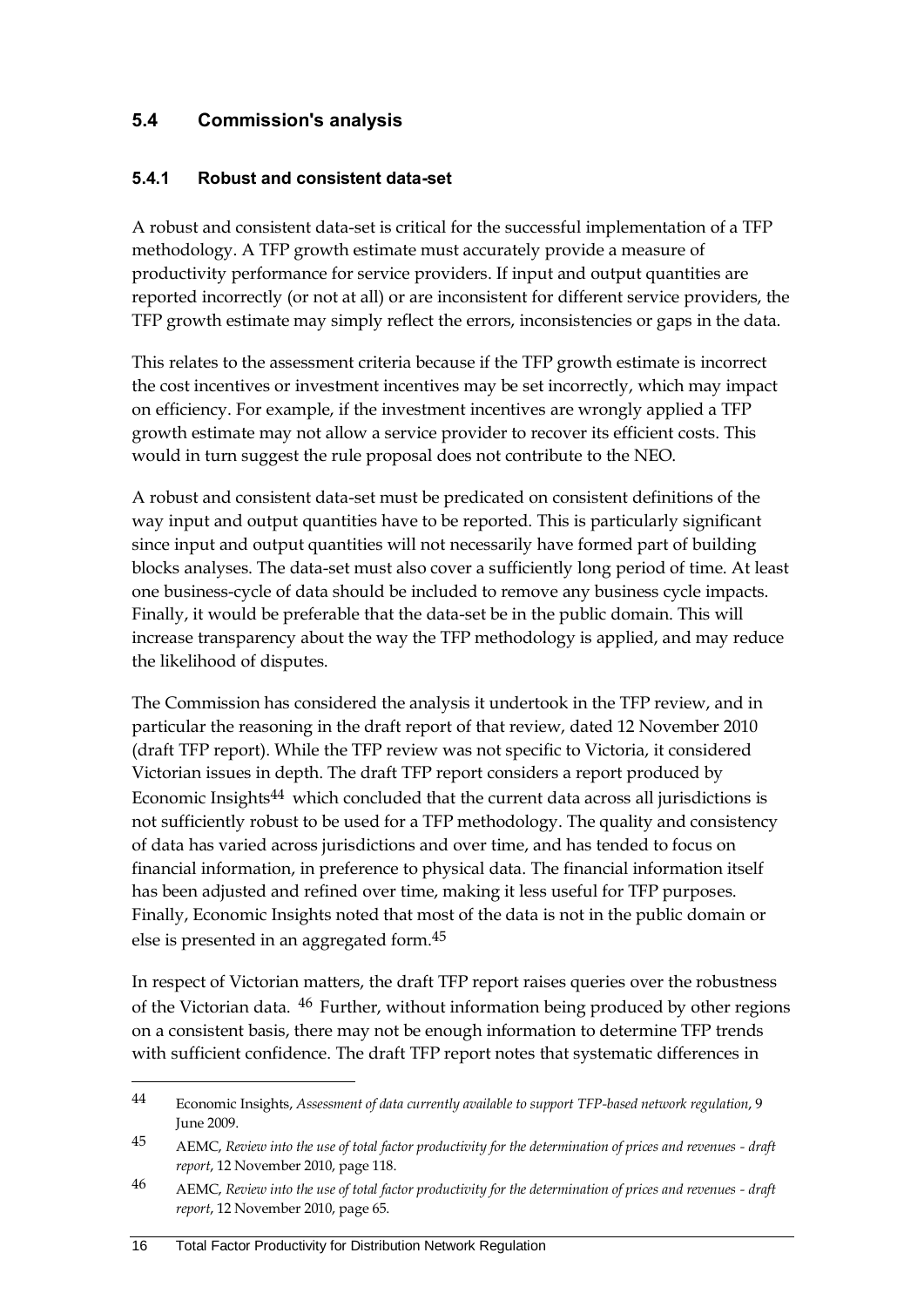## 5.4 Commission's analysis

### 5.4.1 Robust and consistent data-set

A robust and consistent data-set is critical for the successful implementation of a TFP methodology. A TFP growth estimate must accurately provide a measure of productivity performance for service providers. If input and output quantities are reported incorrectly (or not at all) or are inconsistent for different service providers, the TFP growth estimate may simply reflect the errors, inconsistencies or gaps in the data.

This relates to the assessment criteria because if the TFP growth estimate is incorrect the cost incentives or investment incentives may be set incorrectly, which may impact on efficiency. For example, if the investment incentives are wrongly applied a TFP growth estimate may not allow a service provider to recover its efficient costs. This would in turn suggest the rule proposal does not contribute to the NEO.

A robust and consistent data-set must be predicated on consistent definitions of the way input and output quantities have to be reported. This is particularly significant since input and output quantities will not necessarily have formed part of building blocks analyses. The data-set must also cover a sufficiently long period of time. At least one business-cycle of data should be included to remove any business cycle impacts. Finally, it would be preferable that the data-set be in the public domain. This will increase transparency about the way the TFP methodology is applied, and may reduce the likelihood of disputes.

The Commission has considered the analysis it undertook in the TFP review, and in particular the reasoning in the draft report of that review, dated 12 November 2010 (draft TFP report). While the TFP review was not specific to Victoria, it considered Victorian issues in depth. The draft TFP report considers a report produced by Economic Insights[44] which concluded that the current data across all jurisdictions is not sufficiently robust to be used for a TFP methodology. The quality and consistency of data has varied across jurisdictions and over time, and has tended to focus on financial information, in preference to physical data. The financial information itself has been adjusted and refined over time, making it less useful for TFP purposes. Finally, Economic Insights noted that most of the data is not in the public domain or else is presented in an aggregated form.[45]

In respect of Victorian matters, the draft TFP report raises queries over the robustness of the Victorian data. [46] Further, without information being produced by other regions on a consistent basis, there may not be enough information to determine TFP trends with sufficient confidence. The draft TFP report notes that systematic differences in

---

44 Economic Insights, *Assessment of data currently available to support TFP-based network regulation*, 9 June 2009.

45 AEMC, *Review into the use of total factor productivity for the determination of prices and revenues - draft report*, 12 November 2010, page 118.

46 AEMC, *Review into the use of total factor productivity for the determination of prices and revenues - draft report*, 12 November 2010, page 65.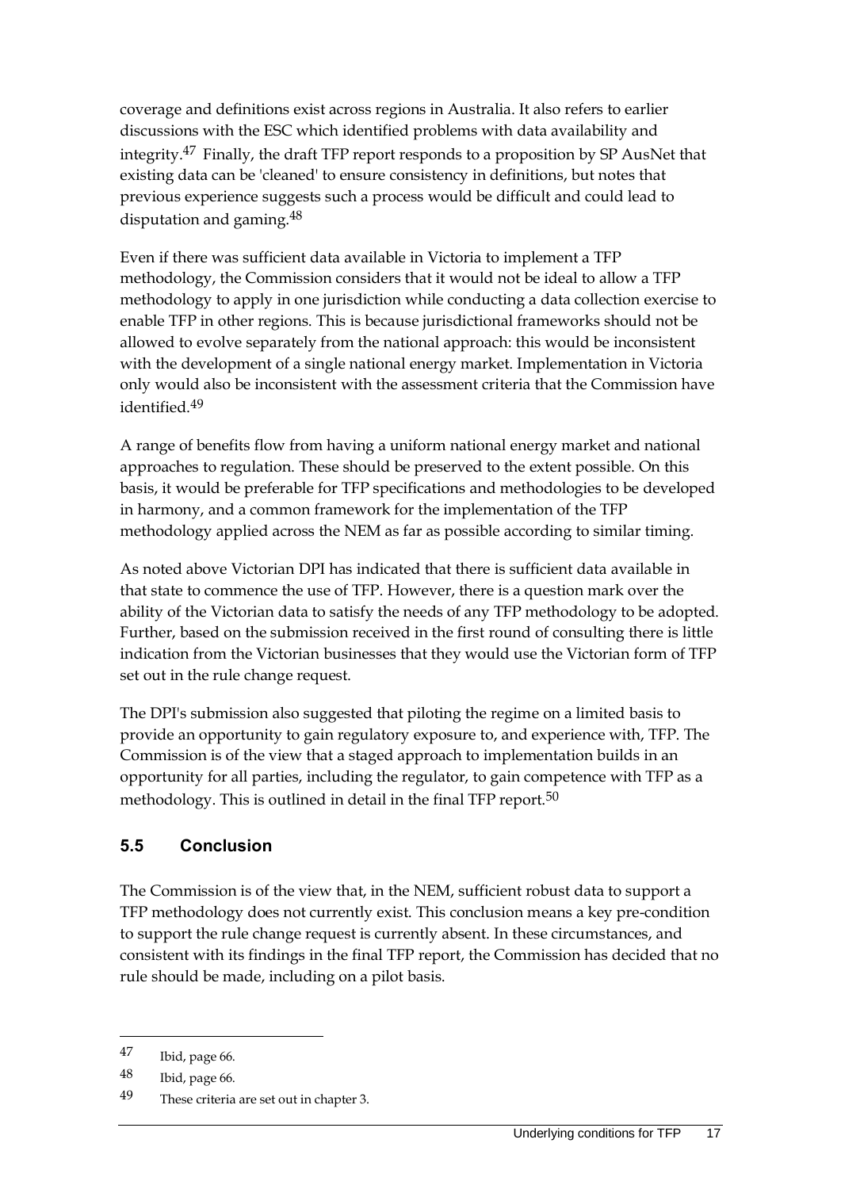coverage and definitions exist across regions in Australia. It also refers to earlier discussions with the ESC which identified problems with data availability and integrity.[47] Finally, the draft TFP report responds to a proposition by SP AusNet that existing data can be 'cleaned' to ensure consistency in definitions, but notes that previous experience suggests such a process would be difficult and could lead to disputation and gaming.[48]

Even if there was sufficient data available in Victoria to implement a TFP methodology, the Commission considers that it would not be ideal to allow a TFP methodology to apply in one jurisdiction while conducting a data collection exercise to enable TFP in other regions. This is because jurisdictional frameworks should not be allowed to evolve separately from the national approach: this would be inconsistent with the development of a single national energy market. Implementation in Victoria only would also be inconsistent with the assessment criteria that the Commission have identified.[49]

A range of benefits flow from having a uniform national energy market and national approaches to regulation. These should be preserved to the extent possible. On this basis, it would be preferable for TFP specifications and methodologies to be developed in harmony, and a common framework for the implementation of the TFP methodology applied across the NEM as far as possible according to similar timing.

As noted above Victorian DPI has indicated that there is sufficient data available in that state to commence the use of TFP. However, there is a question mark over the ability of the Victorian data to satisfy the needs of any TFP methodology to be adopted. Further, based on the submission received in the first round of consulting there is little indication from the Victorian businesses that they would use the Victorian form of TFP set out in the rule change request.

The DPI's submission also suggested that piloting the regime on a limited basis to provide an opportunity to gain regulatory exposure to, and experience with, TFP. The Commission is of the view that a staged approach to implementation builds in an opportunity for all parties, including the regulator, to gain competence with TFP as a methodology. This is outlined in detail in the final TFP report.[50]

## 5.5 Conclusion

The Commission is of the view that, in the NEM, sufficient robust data to support a TFP methodology does not currently exist. This conclusion means a key pre-condition to support the rule change request is currently absent. In these circumstances, and consistent with its findings in the final TFP report, the Commission has decided that no rule should be made, including on a pilot basis.

---

[47] Ibid, page 66.

[48] Ibid, page 66.

[49] These criteria are set out in chapter 3.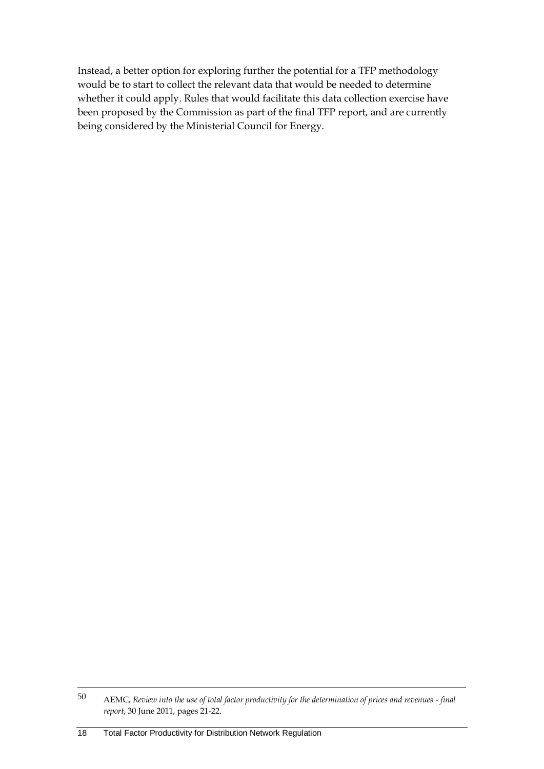Instead, a better option for exploring further the potential for a TFP methodology would be to start to collect the relevant data that would be needed to determine whether it could apply. Rules that would facilitate this data collection exercise have been proposed by the Commission as part of the final TFP report, and are currently being considered by the Ministerial Council for Energy.

---

50 AEMC, *Review into the use of total factor productivity for the determination of prices and revenues - final report*, 30 June 2011, pages 21-22.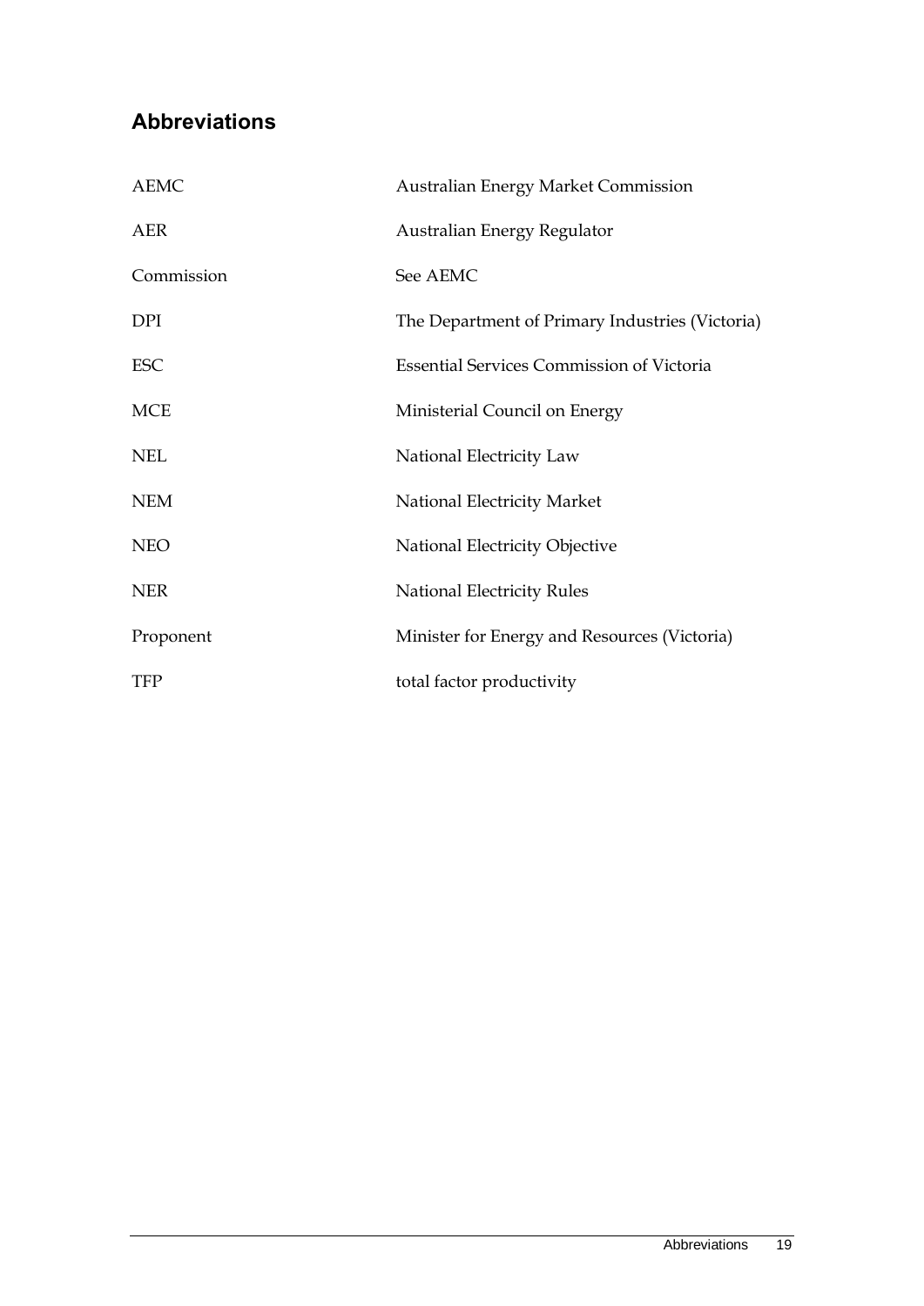## Abbreviations

| | |
|---|---|
| AEMC | Australian Energy Market Commission |
| AER | Australian Energy Regulator |
| Commission | See AEMC |
| DPI | The Department of Primary Industries (Victoria) |
| ESC | Essential Services Commission of Victoria |
| MCE | Ministerial Council on Energy |
| NEL | National Electricity Law |
| NEM | National Electricity Market |
| NEO | National Electricity Objective |
| NER | National Electricity Rules |
| Proponent | Minister for Energy and Resources (Victoria) |
| TFP | total factor productivity |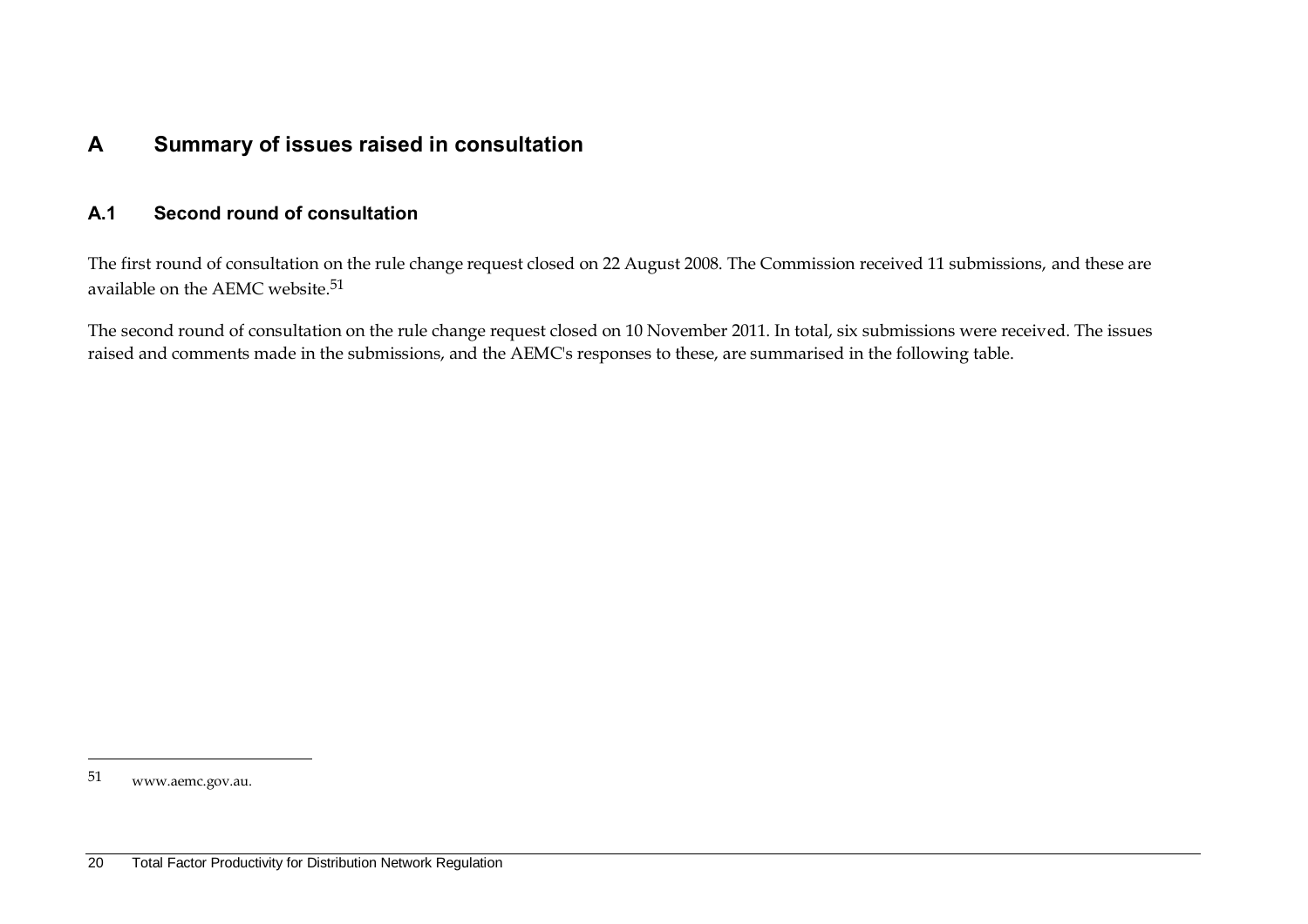# A Summary of issues raised in consultation

## A.1 Second round of consultation

The first round of consultation on the rule change request closed on 22 August 2008. The Commission received 11 submissions, and these are available on the AEMC website.[51]

The second round of consultation on the rule change request closed on 10 November 2011. In total, six submissions were received. The issues raised and comments made in the submissions, and the AEMC's responses to these, are summarised in the following table.

---

51 www.aemc.gov.au.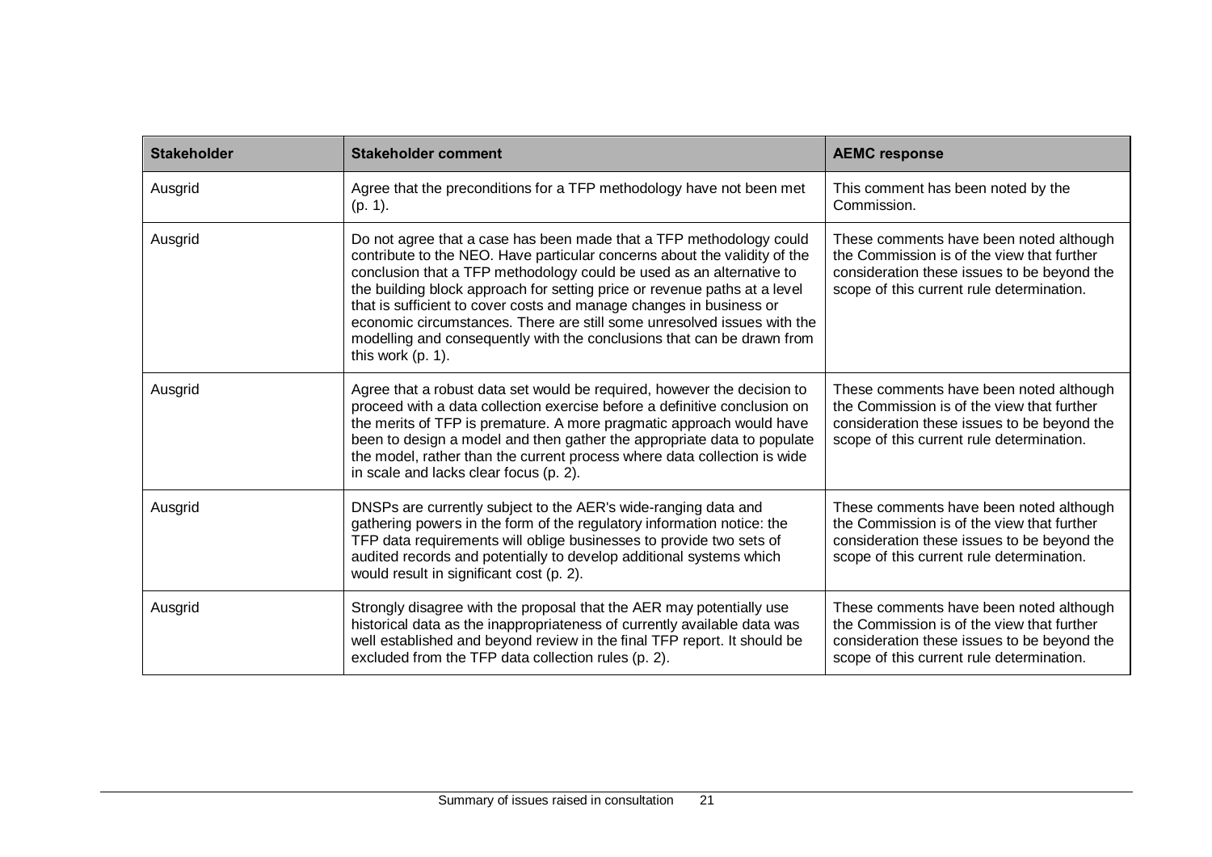| Stakeholder | Stakeholder comment | AEMC response |
|---|---|---|
| Ausgrid | Agree that the preconditions for a TFP methodology have not been met (p. 1). | This comment has been noted by the Commission. |
| Ausgrid | Do not agree that a case has been made that a TFP methodology could contribute to the NEO. Have particular concerns about the validity of the conclusion that a TFP methodology could be used as an alternative to the building block approach for setting price or revenue paths at a level that is sufficient to cover costs and manage changes in business or economic circumstances. There are still some unresolved issues with the modelling and consequently with the conclusions that can be drawn from this work (p. 1). | These comments have been noted although the Commission is of the view that further consideration these issues to be beyond the scope of this current rule determination. |
| Ausgrid | Agree that a robust data set would be required, however the decision to proceed with a data collection exercise before a definitive conclusion on the merits of TFP is premature. A more pragmatic approach would have been to design a model and then gather the appropriate data to populate the model, rather than the current process where data collection is wide in scale and lacks clear focus (p. 2). | These comments have been noted although the Commission is of the view that further consideration these issues to be beyond the scope of this current rule determination. |
| Ausgrid | DNSPs are currently subject to the AER's wide-ranging data and gathering powers in the form of the regulatory information notice: the TFP data requirements will oblige businesses to provide two sets of audited records and potentially to develop additional systems which would result in significant cost (p. 2). | These comments have been noted although the Commission is of the view that further consideration these issues to be beyond the scope of this current rule determination. |
| Ausgrid | Strongly disagree with the proposal that the AER may potentially use historical data as the inappropriateness of currently available data was well established and beyond review in the final TFP report. It should be excluded from the TFP data collection rules (p. 2). | These comments have been noted although the Commission is of the view that further consideration these issues to be beyond the scope of this current rule determination. |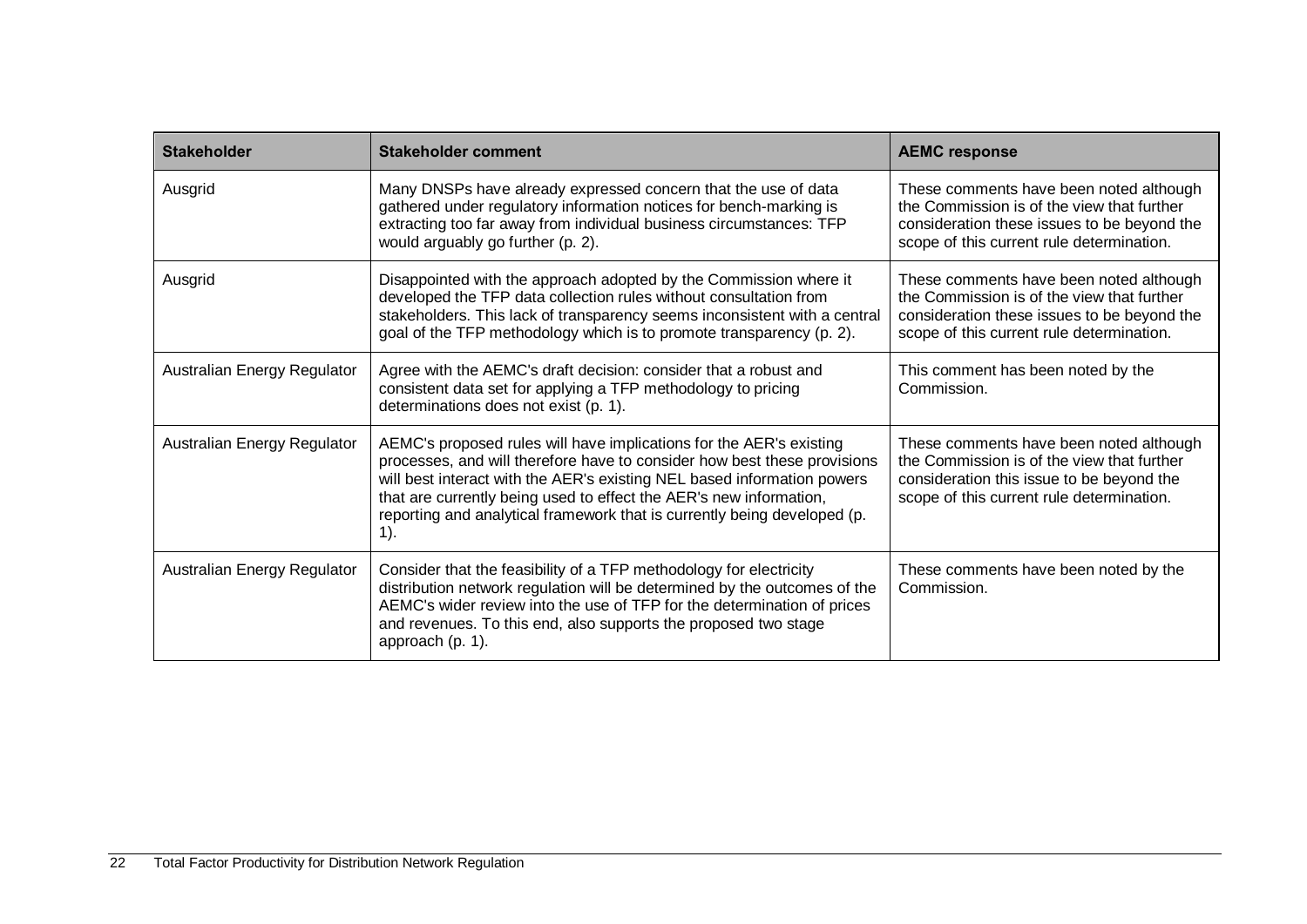| Stakeholder | Stakeholder comment | AEMC response |
| --- | --- | --- |
| Ausgrid | Many DNSPs have already expressed concern that the use of data gathered under regulatory information notices for bench-marking is extracting too far away from individual business circumstances: TFP would arguably go further (p. 2). | These comments have been noted although the Commission is of the view that further consideration these issues to be beyond the scope of this current rule determination. |
| Ausgrid | Disappointed with the approach adopted by the Commission where it developed the TFP data collection rules without consultation from stakeholders. This lack of transparency seems inconsistent with a central goal of the TFP methodology which is to promote transparency (p. 2). | These comments have been noted although the Commission is of the view that further consideration these issues to be beyond the scope of this current rule determination. |
| Australian Energy Regulator | Agree with the AEMC's draft decision: consider that a robust and consistent data set for applying a TFP methodology to pricing determinations does not exist (p. 1). | This comment has been noted by the Commission. |
| Australian Energy Regulator | AEMC's proposed rules will have implications for the AER's existing processes, and will therefore have to consider how best these provisions will best interact with the AER's existing NEL based information powers that are currently being used to effect the AER's new information, reporting and analytical framework that is currently being developed (p. 1). | These comments have been noted although the Commission is of the view that further consideration this issue to be beyond the scope of this current rule determination. |
| Australian Energy Regulator | Consider that the feasibility of a TFP methodology for electricity distribution network regulation will be determined by the outcomes of the AEMC's wider review into the use of TFP for the determination of prices and revenues. To this end, also supports the proposed two stage approach (p. 1). | These comments have been noted by the Commission. |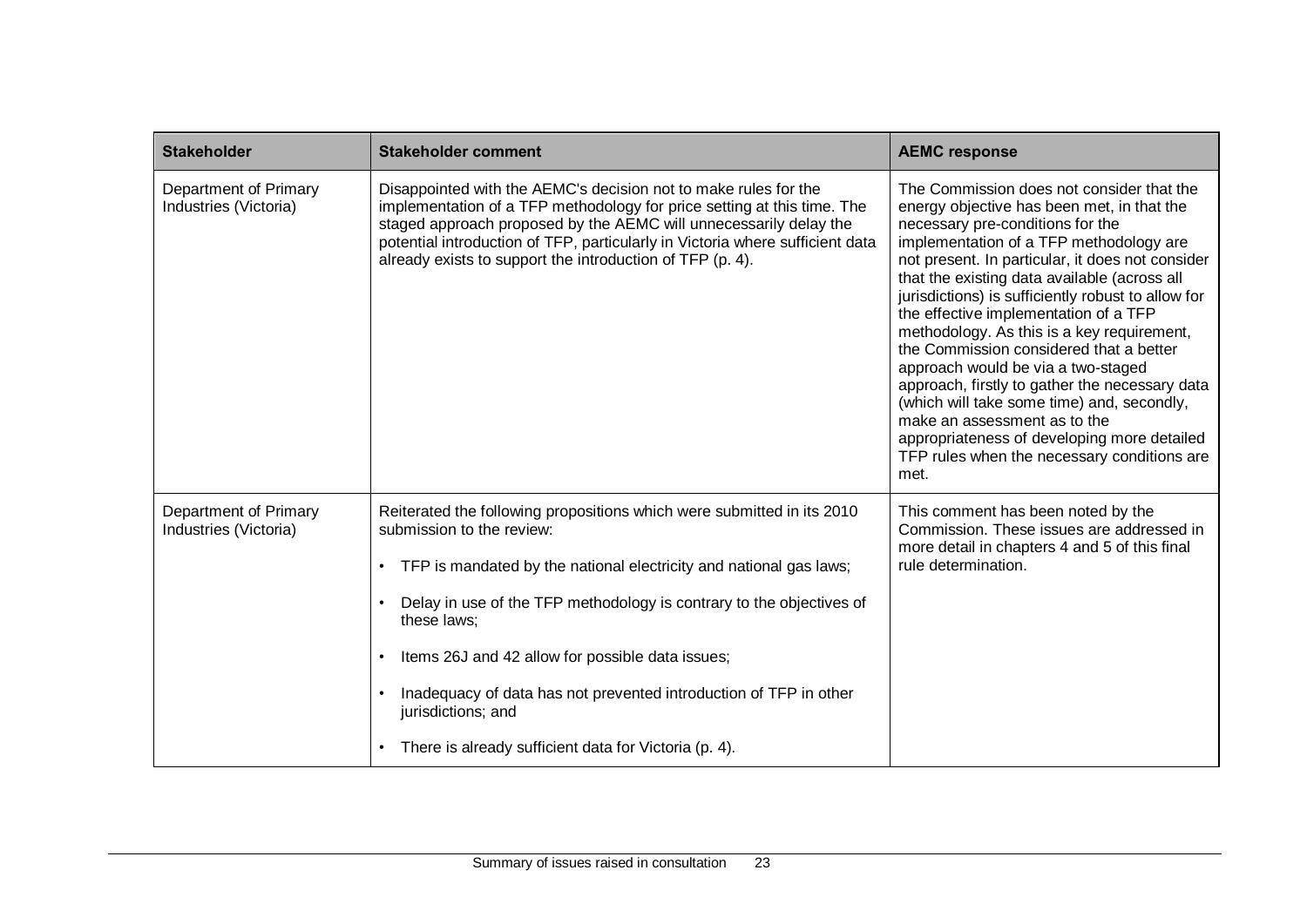| Stakeholder | Stakeholder comment | AEMC response |
|---|---|---|
| Department of Primary Industries (Victoria) | Disappointed with the AEMC's decision not to make rules for the implementation of a TFP methodology for price setting at this time. The staged approach proposed by the AEMC will unnecessarily delay the potential introduction of TFP, particularly in Victoria where sufficient data already exists to support the introduction of TFP (p. 4). | The Commission does not consider that the energy objective has been met, in that the necessary pre-conditions for the implementation of a TFP methodology are not present. In particular, it does not consider that the existing data available (across all jurisdictions) is sufficiently robust to allow for the effective implementation of a TFP methodology. As this is a key requirement, the Commission considered that a better approach would be via a two-staged approach, firstly to gather the necessary data (which will take some time) and, secondly, make an assessment as to the appropriateness of developing more detailed TFP rules when the necessary conditions are met. |
| Department of Primary Industries (Victoria) | Reiterated the following propositions which were submitted in its 2010 submission to the review:<br><br>• TFP is mandated by the national electricity and national gas laws;<br><br>• Delay in use of the TFP methodology is contrary to the objectives of these laws;<br><br>• Items 26J and 42 allow for possible data issues;<br><br>• Inadequacy of data has not prevented introduction of TFP in other jurisdictions; and<br><br>• There is already sufficient data for Victoria (p. 4). | This comment has been noted by the Commission. These issues are addressed in more detail in chapters 4 and 5 of this final rule determination. |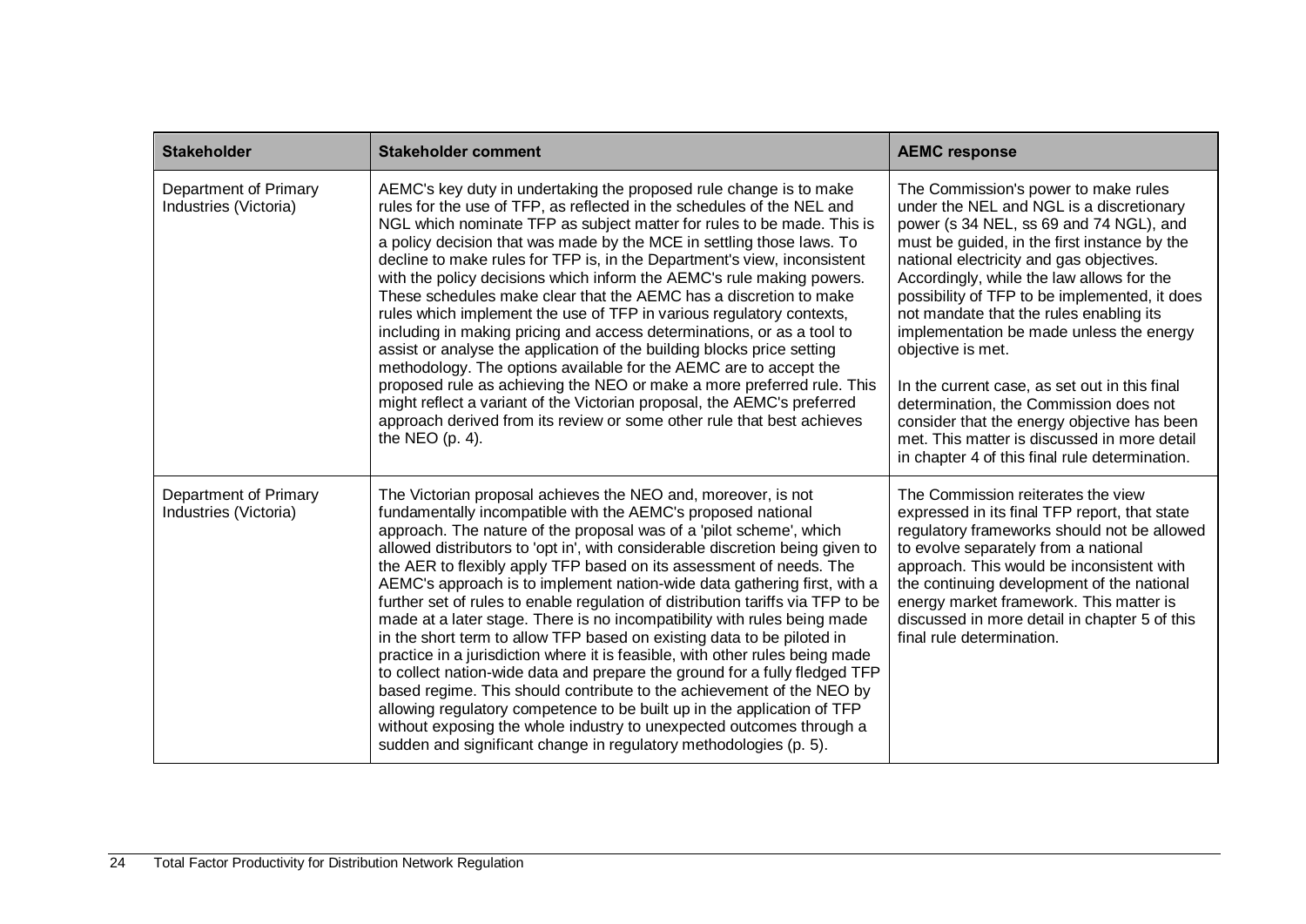| Stakeholder | Stakeholder comment | AEMC response |
| --- | --- | --- |
| Department of Primary Industries (Victoria) | AEMC's key duty in undertaking the proposed rule change is to make rules for the use of TFP, as reflected in the schedules of the NEL and NGL which nominate TFP as subject matter for rules to be made. This is a policy decision that was made by the MCE in settling those laws. To decline to make rules for TFP is, in the Department's view, inconsistent with the policy decisions which inform the AEMC's rule making powers. These schedules make clear that the AEMC has a discretion to make rules which implement the use of TFP in various regulatory contexts, including in making pricing and access determinations, or as a tool to assist or analyse the application of the building blocks price setting methodology. The options available for the AEMC are to accept the proposed rule as achieving the NEO or make a more preferred rule. This might reflect a variant of the Victorian proposal, the AEMC's preferred approach derived from its review or some other rule that best achieves the NEO (p. 4). | The Commission's power to make rules under the NEL and NGL is a discretionary power (s 34 NEL, ss 69 and 74 NGL), and must be guided, in the first instance by the national electricity and gas objectives. Accordingly, while the law allows for the possibility of TFP to be implemented, it does not mandate that the rules enabling its implementation be made unless the energy objective is met.<br><br>In the current case, as set out in this final determination, the Commission does not consider that the energy objective has been met. This matter is discussed in more detail in chapter 4 of this final rule determination. |
| Department of Primary Industries (Victoria) | The Victorian proposal achieves the NEO and, moreover, is not fundamentally incompatible with the AEMC's proposed national approach. The nature of the proposal was of a 'pilot scheme', which allowed distributors to 'opt in', with considerable discretion being given to the AER to flexibly apply TFP based on its assessment of needs. The AEMC's approach is to implement nation-wide data gathering first, with a further set of rules to enable regulation of distribution tariffs via TFP to be made at a later stage. There is no incompatibility with rules being made in the short term to allow TFP based on existing data to be piloted in practice in a jurisdiction where it is feasible, with other rules being made to collect nation-wide data and prepare the ground for a fully fledged TFP based regime. This should contribute to the achievement of the NEO by allowing regulatory competence to be built up in the application of TFP without exposing the whole industry to unexpected outcomes through a sudden and significant change in regulatory methodologies (p. 5). | The Commission reiterates the view expressed in its final TFP report, that state regulatory frameworks should not be allowed to evolve separately from a national approach. This would be inconsistent with the continuing development of the national energy market framework. This matter is discussed in more detail in chapter 5 of this final rule determination. |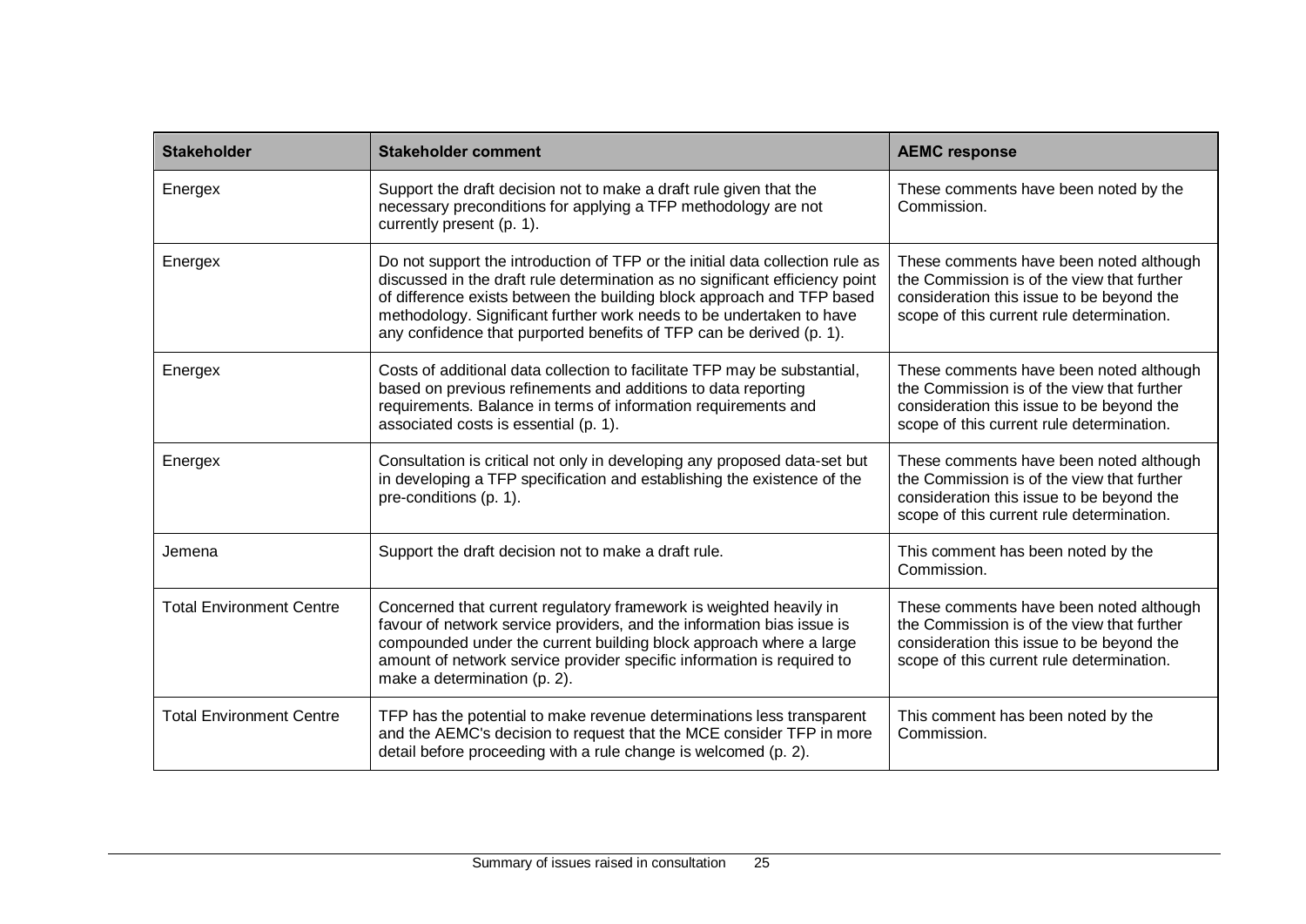| Stakeholder | Stakeholder comment | AEMC response |
|---|---|---|
| Energex | Support the draft decision not to make a draft rule given that the necessary preconditions for applying a TFP methodology are not currently present (p. 1). | These comments have been noted by the Commission. |
| Energex | Do not support the introduction of TFP or the initial data collection rule as discussed in the draft rule determination as no significant efficiency point of difference exists between the building block approach and TFP based methodology. Significant further work needs to be undertaken to have any confidence that purported benefits of TFP can be derived (p. 1). | These comments have been noted although the Commission is of the view that further consideration this issue to be beyond the scope of this current rule determination. |
| Energex | Costs of additional data collection to facilitate TFP may be substantial, based on previous refinements and additions to data reporting requirements. Balance in terms of information requirements and associated costs is essential (p. 1). | These comments have been noted although the Commission is of the view that further consideration this issue to be beyond the scope of this current rule determination. |
| Energex | Consultation is critical not only in developing any proposed data-set but in developing a TFP specification and establishing the existence of the pre-conditions (p. 1). | These comments have been noted although the Commission is of the view that further consideration this issue to be beyond the scope of this current rule determination. |
| Jemena | Support the draft decision not to make a draft rule. | This comment has been noted by the Commission. |
| Total Environment Centre | Concerned that current regulatory framework is weighted heavily in favour of network service providers, and the information bias issue is compounded under the current building block approach where a large amount of network service provider specific information is required to make a determination (p. 2). | These comments have been noted although the Commission is of the view that further consideration this issue to be beyond the scope of this current rule determination. |
| Total Environment Centre | TFP has the potential to make revenue determinations less transparent and the AEMC's decision to request that the MCE consider TFP in more detail before proceeding with a rule change is welcomed (p. 2). | This comment has been noted by the Commission. |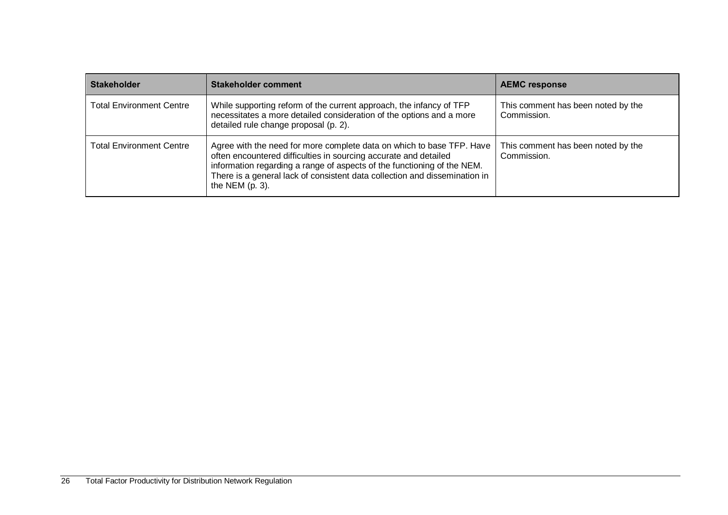| Stakeholder | Stakeholder comment | AEMC response |
| --- | --- | --- |
| Total Environment Centre | While supporting reform of the current approach, the infancy of TFP necessitates a more detailed consideration of the options and a more detailed rule change proposal (p. 2). | This comment has been noted by the Commission. |
| Total Environment Centre | Agree with the need for more complete data on which to base TFP. Have often encountered difficulties in sourcing accurate and detailed information regarding a range of aspects of the functioning of the NEM. There is a general lack of consistent data collection and dissemination in the NEM (p. 3). | This comment has been noted by the Commission. |